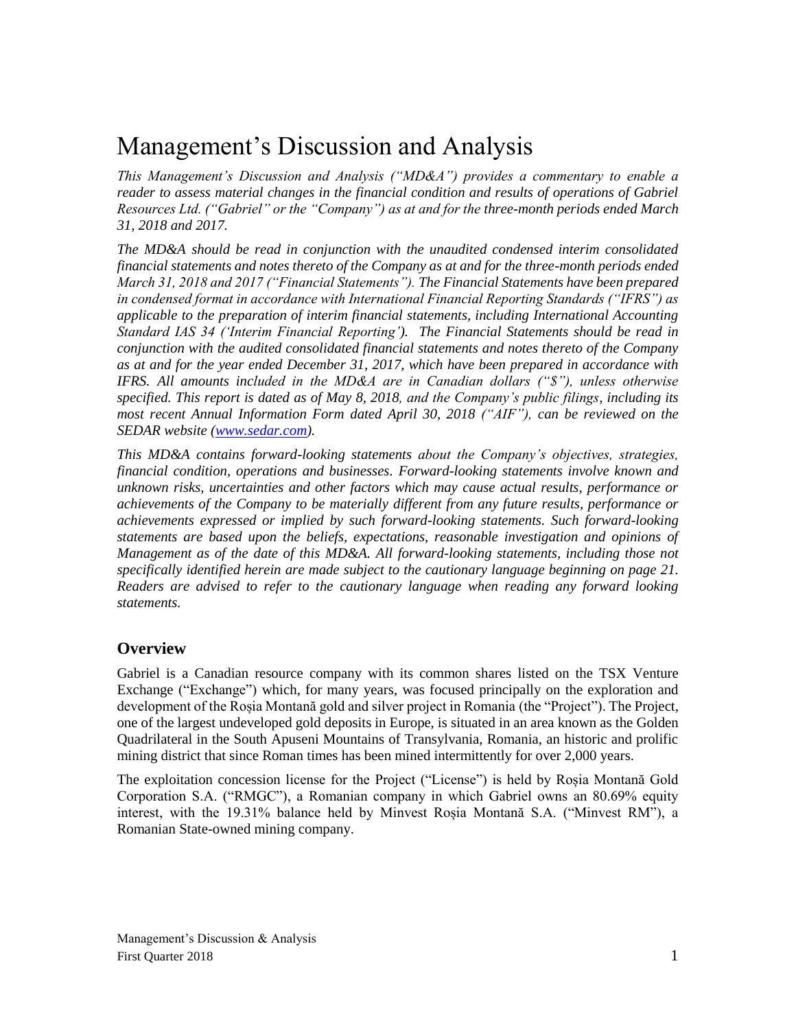# Management's Discussion and Analysis

*This Management's Discussion and Analysis ("MD&A") provides a commentary to enable a reader to assess material changes in the financial condition and results of operations of Gabriel Resources Ltd. ("Gabriel" or the "Company") as at and for the three-month periods ended March 31, 2018 and 2017.*

*The MD&A should be read in conjunction with the unaudited condensed interim consolidated financial statements and notes thereto of the Company as at and for the three-month periods ended March 31, 2018 and 2017 ("Financial Statements"). The Financial Statements have been prepared in condensed format in accordance with International Financial Reporting Standards ("IFRS") as applicable to the preparation of interim financial statements, including International Accounting Standard IAS 34 ('Interim Financial Reporting'). The Financial Statements should be read in conjunction with the audited consolidated financial statements and notes thereto of the Company as at and for the year ended December 31, 2017, which have been prepared in accordance with IFRS. All amounts included in the MD&A are in Canadian dollars ("$"), unless otherwise specified. This report is dated as of May 8, 2018, and the Company's public filings, including its most recent Annual Information Form dated April 30, 2018 ("AIF"), can be reviewed on the SEDAR website ([www.sedar.com](www.sedar.com)).*

*This MD&A contains forward-looking statements about the Company's objectives, strategies, financial condition, operations and businesses. Forward-looking statements involve known and unknown risks, uncertainties and other factors which may cause actual results, performance or achievements of the Company to be materially different from any future results, performance or achievements expressed or implied by such forward-looking statements. Such forward-looking statements are based upon the beliefs, expectations, reasonable investigation and opinions of Management as of the date of this MD&A. All forward-looking statements, including those not specifically identified herein are made subject to the cautionary language beginning on page 21. Readers are advised to refer to the cautionary language when reading any forward looking statements.*

## Overview

Gabriel is a Canadian resource company with its common shares listed on the TSX Venture Exchange ("Exchange") which, for many years, was focused principally on the exploration and development of the Roșia Montană gold and silver project in Romania (the "Project"). The Project, one of the largest undeveloped gold deposits in Europe, is situated in an area known as the Golden Quadrilateral in the South Apuseni Mountains of Transylvania, Romania, an historic and prolific mining district that since Roman times has been mined intermittently for over 2,000 years.

The exploitation concession license for the Project ("License") is held by Roșia Montană Gold Corporation S.A. ("RMGC"), a Romanian company in which Gabriel owns an 80.69% equity interest, with the 19.31% balance held by Minvest Roșia Montană S.A. ("Minvest RM"), a Romanian State-owned mining company.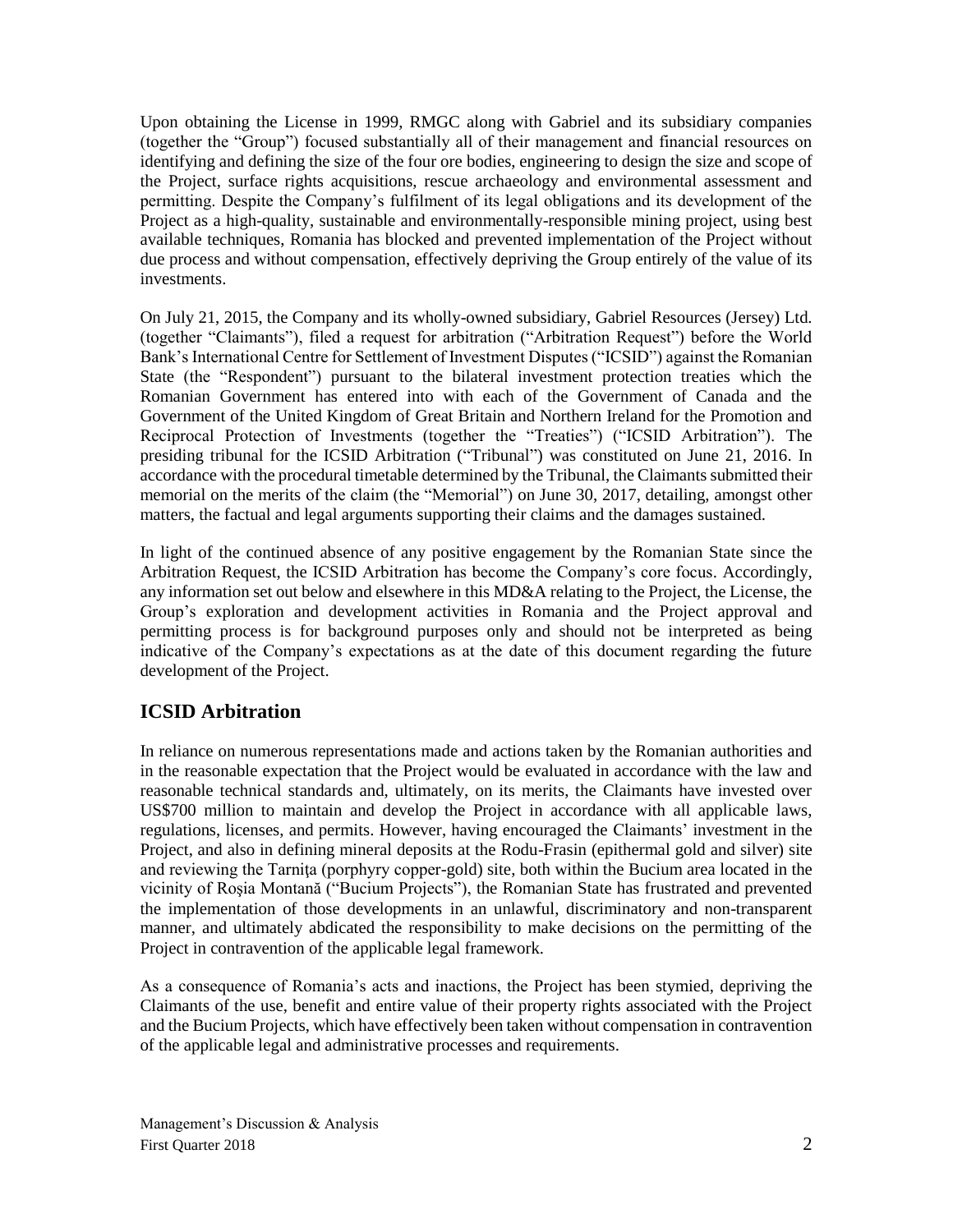Upon obtaining the License in 1999, RMGC along with Gabriel and its subsidiary companies (together the "Group") focused substantially all of their management and financial resources on identifying and defining the size of the four ore bodies, engineering to design the size and scope of the Project, surface rights acquisitions, rescue archaeology and environmental assessment and permitting. Despite the Company's fulfilment of its legal obligations and its development of the Project as a high-quality, sustainable and environmentally-responsible mining project, using best available techniques, Romania has blocked and prevented implementation of the Project without due process and without compensation, effectively depriving the Group entirely of the value of its investments.

On July 21, 2015, the Company and its wholly-owned subsidiary, Gabriel Resources (Jersey) Ltd. (together "Claimants"), filed a request for arbitration ("Arbitration Request") before the World Bank's International Centre for Settlement of Investment Disputes ("ICSID") against the Romanian State (the "Respondent") pursuant to the bilateral investment protection treaties which the Romanian Government has entered into with each of the Government of Canada and the Government of the United Kingdom of Great Britain and Northern Ireland for the Promotion and Reciprocal Protection of Investments (together the "Treaties") ("ICSID Arbitration"). The presiding tribunal for the ICSID Arbitration ("Tribunal") was constituted on June 21, 2016. In accordance with the procedural timetable determined by the Tribunal, the Claimants submitted their memorial on the merits of the claim (the "Memorial") on June 30, 2017, detailing, amongst other matters, the factual and legal arguments supporting their claims and the damages sustained.

In light of the continued absence of any positive engagement by the Romanian State since the Arbitration Request, the ICSID Arbitration has become the Company's core focus. Accordingly, any information set out below and elsewhere in this MD&A relating to the Project, the License, the Group's exploration and development activities in Romania and the Project approval and permitting process is for background purposes only and should not be interpreted as being indicative of the Company's expectations as at the date of this document regarding the future development of the Project.

## ICSID Arbitration

In reliance on numerous representations made and actions taken by the Romanian authorities and in the reasonable expectation that the Project would be evaluated in accordance with the law and reasonable technical standards and, ultimately, on its merits, the Claimants have invested over US$700 million to maintain and develop the Project in accordance with all applicable laws, regulations, licenses, and permits. However, having encouraged the Claimants' investment in the Project, and also in defining mineral deposits at the Rodu-Frasin (epithermal gold and silver) site and reviewing the Tarniţa (porphyry copper-gold) site, both within the Bucium area located in the vicinity of Roşia Montană ("Bucium Projects"), the Romanian State has frustrated and prevented the implementation of those developments in an unlawful, discriminatory and non-transparent manner, and ultimately abdicated the responsibility to make decisions on the permitting of the Project in contravention of the applicable legal framework.

As a consequence of Romania's acts and inactions, the Project has been stymied, depriving the Claimants of the use, benefit and entire value of their property rights associated with the Project and the Bucium Projects, which have effectively been taken without compensation in contravention of the applicable legal and administrative processes and requirements.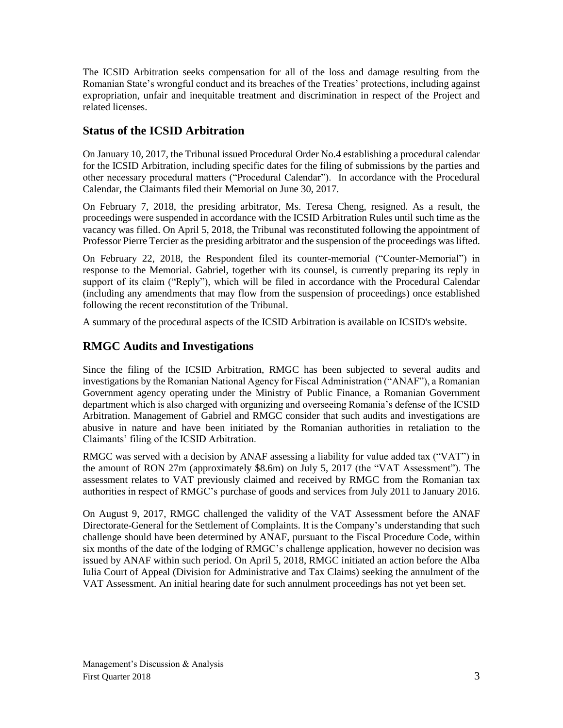The ICSID Arbitration seeks compensation for all of the loss and damage resulting from the Romanian State's wrongful conduct and its breaches of the Treaties' protections, including against expropriation, unfair and inequitable treatment and discrimination in respect of the Project and related licenses.

## Status of the ICSID Arbitration

On January 10, 2017, the Tribunal issued Procedural Order No.4 establishing a procedural calendar for the ICSID Arbitration, including specific dates for the filing of submissions by the parties and other necessary procedural matters ("Procedural Calendar"). In accordance with the Procedural Calendar, the Claimants filed their Memorial on June 30, 2017.

On February 7, 2018, the presiding arbitrator, Ms. Teresa Cheng, resigned. As a result, the proceedings were suspended in accordance with the ICSID Arbitration Rules until such time as the vacancy was filled. On April 5, 2018, the Tribunal was reconstituted following the appointment of Professor Pierre Tercier as the presiding arbitrator and the suspension of the proceedings was lifted.

On February 22, 2018, the Respondent filed its counter-memorial ("Counter-Memorial") in response to the Memorial. Gabriel, together with its counsel, is currently preparing its reply in support of its claim ("Reply"), which will be filed in accordance with the Procedural Calendar (including any amendments that may flow from the suspension of proceedings) once established following the recent reconstitution of the Tribunal.

A summary of the procedural aspects of the ICSID Arbitration is available on ICSID's website.

## RMGC Audits and Investigations

Since the filing of the ICSID Arbitration, RMGC has been subjected to several audits and investigations by the Romanian National Agency for Fiscal Administration ("ANAF"), a Romanian Government agency operating under the Ministry of Public Finance, a Romanian Government department which is also charged with organizing and overseeing Romania's defense of the ICSID Arbitration. Management of Gabriel and RMGC consider that such audits and investigations are abusive in nature and have been initiated by the Romanian authorities in retaliation to the Claimants' filing of the ICSID Arbitration.

RMGC was served with a decision by ANAF assessing a liability for value added tax ("VAT") in the amount of RON 27m (approximately $8.6m) on July 5, 2017 (the "VAT Assessment"). The assessment relates to VAT previously claimed and received by RMGC from the Romanian tax authorities in respect of RMGC's purchase of goods and services from July 2011 to January 2016.

On August 9, 2017, RMGC challenged the validity of the VAT Assessment before the ANAF Directorate-General for the Settlement of Complaints. It is the Company's understanding that such challenge should have been determined by ANAF, pursuant to the Fiscal Procedure Code, within six months of the date of the lodging of RMGC's challenge application, however no decision was issued by ANAF within such period. On April 5, 2018, RMGC initiated an action before the Alba Iulia Court of Appeal (Division for Administrative and Tax Claims) seeking the annulment of the VAT Assessment. An initial hearing date for such annulment proceedings has not yet been set.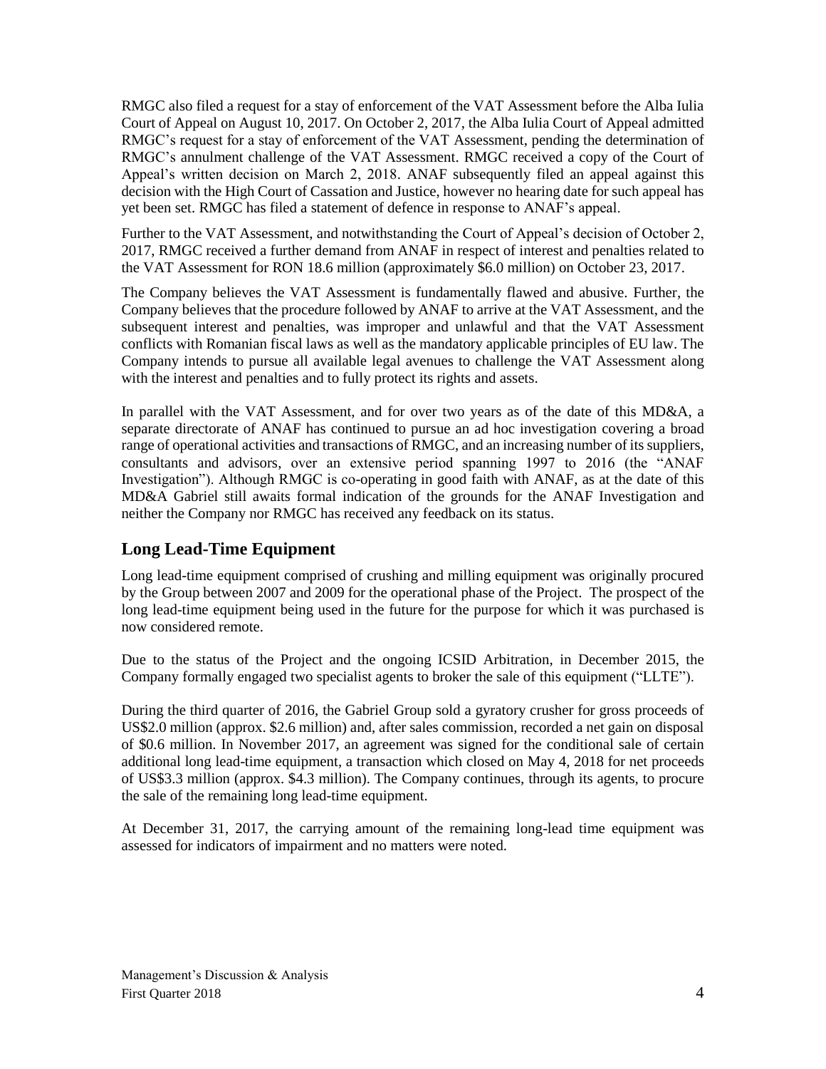RMGC also filed a request for a stay of enforcement of the VAT Assessment before the Alba Iulia Court of Appeal on August 10, 2017. On October 2, 2017, the Alba Iulia Court of Appeal admitted RMGC's request for a stay of enforcement of the VAT Assessment, pending the determination of RMGC's annulment challenge of the VAT Assessment. RMGC received a copy of the Court of Appeal's written decision on March 2, 2018. ANAF subsequently filed an appeal against this decision with the High Court of Cassation and Justice, however no hearing date for such appeal has yet been set. RMGC has filed a statement of defence in response to ANAF's appeal.

Further to the VAT Assessment, and notwithstanding the Court of Appeal's decision of October 2, 2017, RMGC received a further demand from ANAF in respect of interest and penalties related to the VAT Assessment for RON 18.6 million (approximately $6.0 million) on October 23, 2017.

The Company believes the VAT Assessment is fundamentally flawed and abusive. Further, the Company believes that the procedure followed by ANAF to arrive at the VAT Assessment, and the subsequent interest and penalties, was improper and unlawful and that the VAT Assessment conflicts with Romanian fiscal laws as well as the mandatory applicable principles of EU law. The Company intends to pursue all available legal avenues to challenge the VAT Assessment along with the interest and penalties and to fully protect its rights and assets.

In parallel with the VAT Assessment, and for over two years as of the date of this MD&A, a separate directorate of ANAF has continued to pursue an ad hoc investigation covering a broad range of operational activities and transactions of RMGC, and an increasing number of its suppliers, consultants and advisors, over an extensive period spanning 1997 to 2016 (the "ANAF Investigation"). Although RMGC is co-operating in good faith with ANAF, as at the date of this MD&A Gabriel still awaits formal indication of the grounds for the ANAF Investigation and neither the Company nor RMGC has received any feedback on its status.

## Long Lead-Time Equipment

Long lead-time equipment comprised of crushing and milling equipment was originally procured by the Group between 2007 and 2009 for the operational phase of the Project. The prospect of the long lead-time equipment being used in the future for the purpose for which it was purchased is now considered remote.

Due to the status of the Project and the ongoing ICSID Arbitration, in December 2015, the Company formally engaged two specialist agents to broker the sale of this equipment ("LLTE").

During the third quarter of 2016, the Gabriel Group sold a gyratory crusher for gross proceeds of US$2.0 million (approx. $2.6 million) and, after sales commission, recorded a net gain on disposal of $0.6 million. In November 2017, an agreement was signed for the conditional sale of certain additional long lead-time equipment, a transaction which closed on May 4, 2018 for net proceeds of US$3.3 million (approx. $4.3 million). The Company continues, through its agents, to procure the sale of the remaining long lead-time equipment.

At December 31, 2017, the carrying amount of the remaining long-lead time equipment was assessed for indicators of impairment and no matters were noted.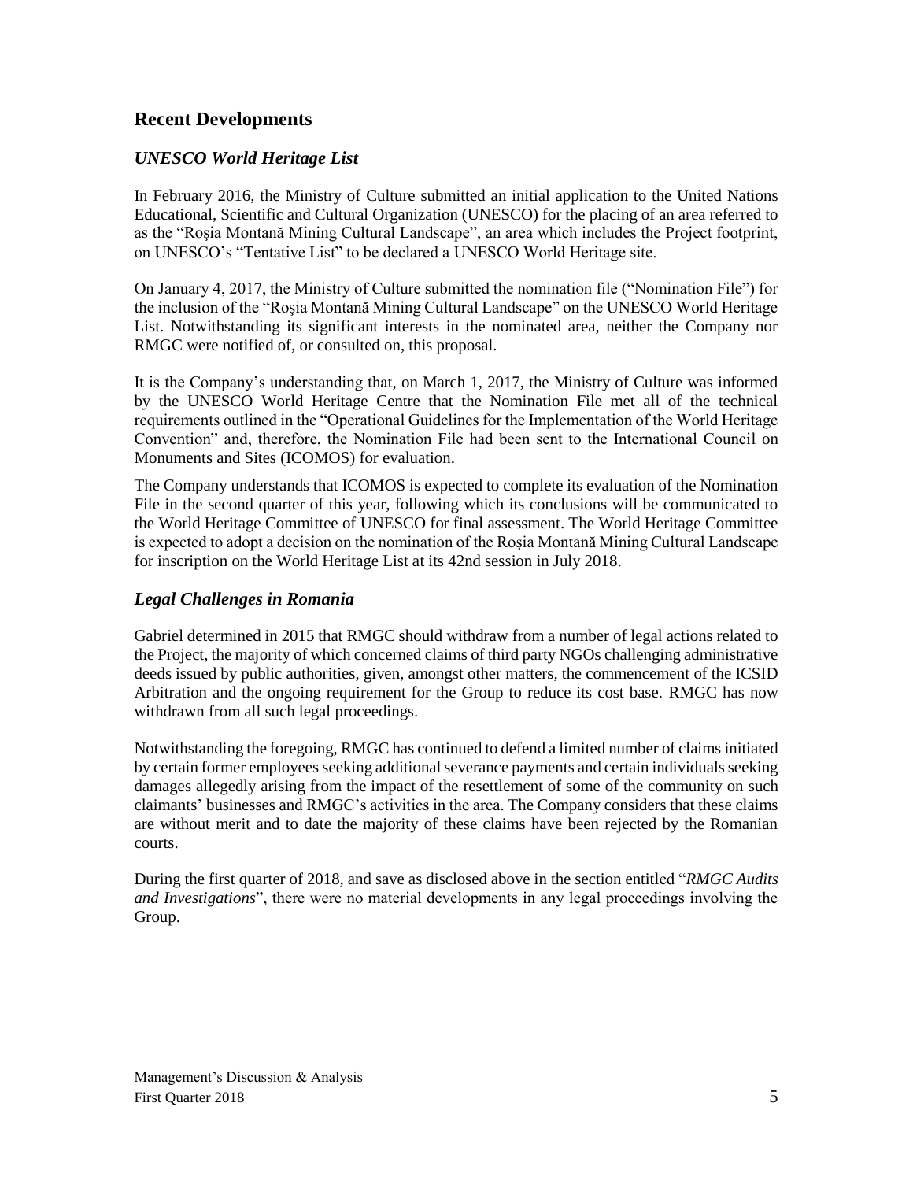## Recent Developments

### *UNESCO World Heritage List*

In February 2016, the Ministry of Culture submitted an initial application to the United Nations Educational, Scientific and Cultural Organization (UNESCO) for the placing of an area referred to as the "Roşia Montană Mining Cultural Landscape", an area which includes the Project footprint, on UNESCO's "Tentative List" to be declared a UNESCO World Heritage site.

On January 4, 2017, the Ministry of Culture submitted the nomination file ("Nomination File") for the inclusion of the "Roşia Montană Mining Cultural Landscape" on the UNESCO World Heritage List. Notwithstanding its significant interests in the nominated area, neither the Company nor RMGC were notified of, or consulted on, this proposal.

It is the Company's understanding that, on March 1, 2017, the Ministry of Culture was informed by the UNESCO World Heritage Centre that the Nomination File met all of the technical requirements outlined in the "Operational Guidelines for the Implementation of the World Heritage Convention" and, therefore, the Nomination File had been sent to the International Council on Monuments and Sites (ICOMOS) for evaluation.

The Company understands that ICOMOS is expected to complete its evaluation of the Nomination File in the second quarter of this year, following which its conclusions will be communicated to the World Heritage Committee of UNESCO for final assessment. The World Heritage Committee is expected to adopt a decision on the nomination of the Roşia Montană Mining Cultural Landscape for inscription on the World Heritage List at its 42nd session in July 2018.

### *Legal Challenges in Romania*

Gabriel determined in 2015 that RMGC should withdraw from a number of legal actions related to the Project, the majority of which concerned claims of third party NGOs challenging administrative deeds issued by public authorities, given, amongst other matters, the commencement of the ICSID Arbitration and the ongoing requirement for the Group to reduce its cost base. RMGC has now withdrawn from all such legal proceedings.

Notwithstanding the foregoing, RMGC has continued to defend a limited number of claims initiated by certain former employees seeking additional severance payments and certain individuals seeking damages allegedly arising from the impact of the resettlement of some of the community on such claimants' businesses and RMGC's activities in the area. The Company considers that these claims are without merit and to date the majority of these claims have been rejected by the Romanian courts.

During the first quarter of 2018, and save as disclosed above in the section entitled "*RMGC Audits and Investigations*", there were no material developments in any legal proceedings involving the Group.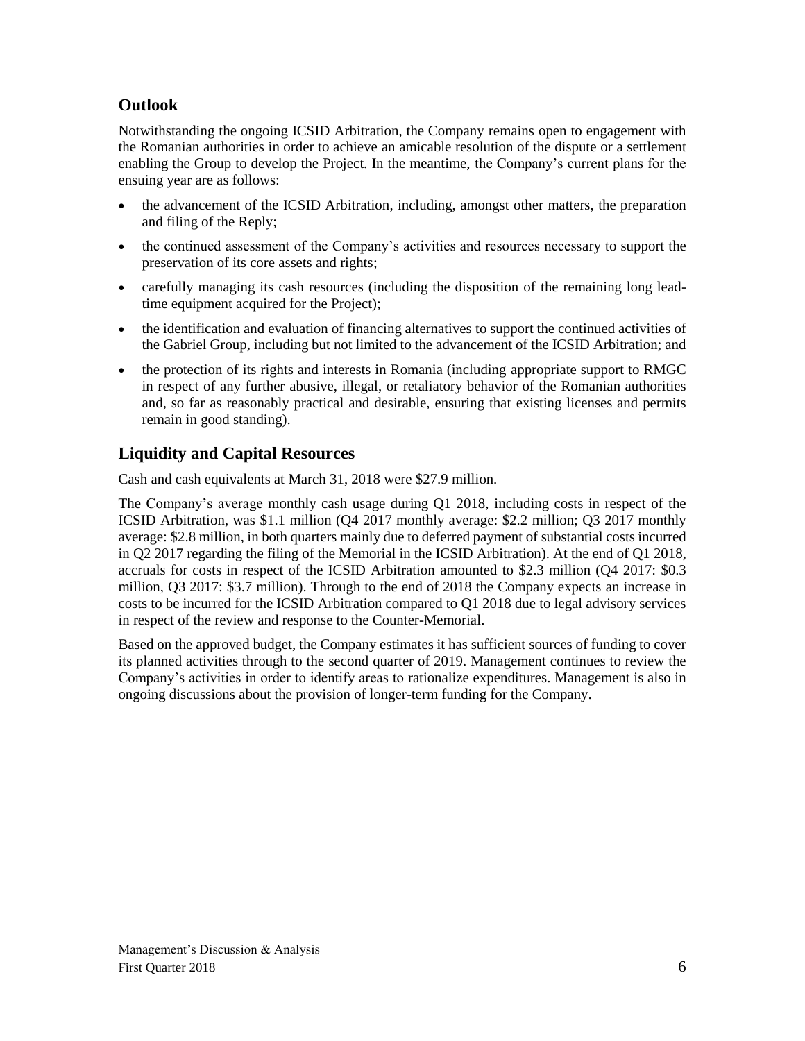## Outlook

Notwithstanding the ongoing ICSID Arbitration, the Company remains open to engagement with the Romanian authorities in order to achieve an amicable resolution of the dispute or a settlement enabling the Group to develop the Project. In the meantime, the Company's current plans for the ensuing year are as follows:

- the advancement of the ICSID Arbitration, including, amongst other matters, the preparation and filing of the Reply;
- the continued assessment of the Company's activities and resources necessary to support the preservation of its core assets and rights;
- carefully managing its cash resources (including the disposition of the remaining long lead-time equipment acquired for the Project);
- the identification and evaluation of financing alternatives to support the continued activities of the Gabriel Group, including but not limited to the advancement of the ICSID Arbitration; and
- the protection of its rights and interests in Romania (including appropriate support to RMGC in respect of any further abusive, illegal, or retaliatory behavior of the Romanian authorities and, so far as reasonably practical and desirable, ensuring that existing licenses and permits remain in good standing).

## Liquidity and Capital Resources

Cash and cash equivalents at March 31, 2018 were $27.9 million.

The Company's average monthly cash usage during Q1 2018, including costs in respect of the ICSID Arbitration, was $1.1 million (Q4 2017 monthly average: $2.2 million; Q3 2017 monthly average: $2.8 million, in both quarters mainly due to deferred payment of substantial costs incurred in Q2 2017 regarding the filing of the Memorial in the ICSID Arbitration). At the end of Q1 2018, accruals for costs in respect of the ICSID Arbitration amounted to $2.3 million (Q4 2017: $0.3 million, Q3 2017: $3.7 million). Through to the end of 2018 the Company expects an increase in costs to be incurred for the ICSID Arbitration compared to Q1 2018 due to legal advisory services in respect of the review and response to the Counter-Memorial.

Based on the approved budget, the Company estimates it has sufficient sources of funding to cover its planned activities through to the second quarter of 2019. Management continues to review the Company's activities in order to identify areas to rationalize expenditures. Management is also in ongoing discussions about the provision of longer-term funding for the Company.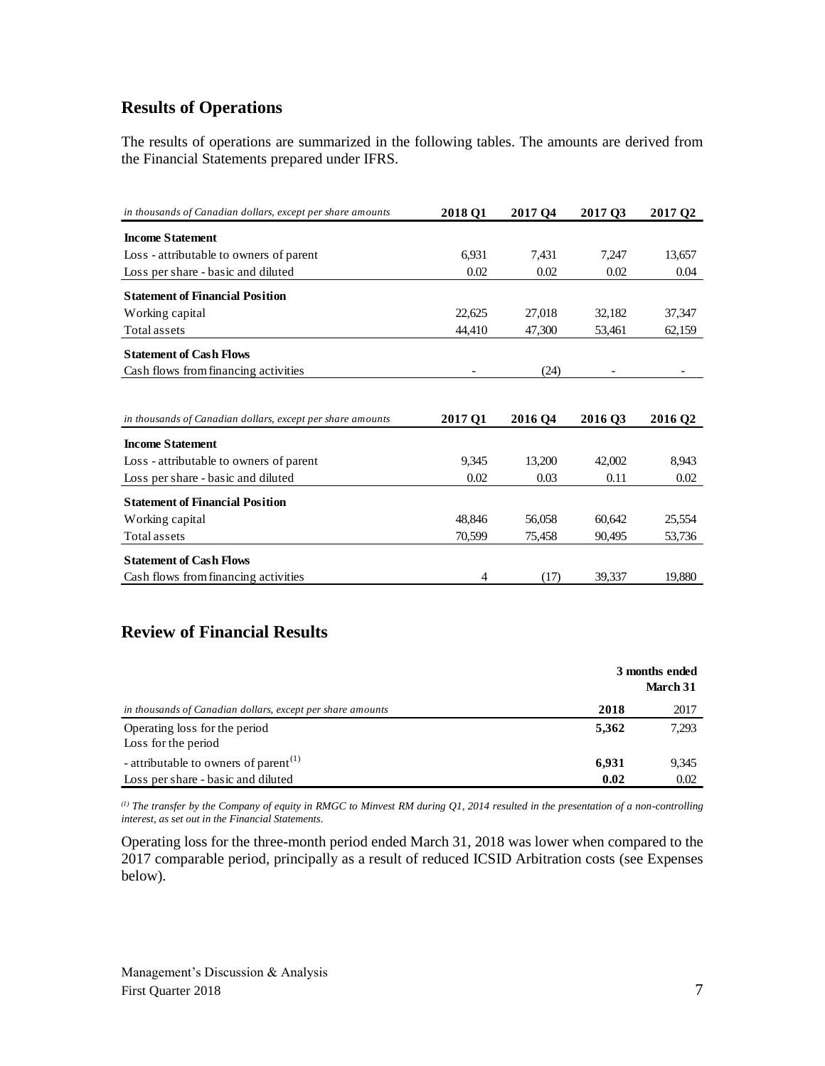## Results of Operations

The results of operations are summarized in the following tables. The amounts are derived from the Financial Statements prepared under IFRS.

| *in thousands of Canadian dollars, except per share amounts* | **2018 Q1** | **2017 Q4** | **2017 Q3** | **2017 Q2** |
|---|---|---|---|---|
| **Income Statement** | | | | |
| Loss - attributable to owners of parent | 6,931 | 7,431 | 7,247 | 13,657 |
| Loss per share - basic and diluted | 0.02 | 0.02 | 0.02 | 0.04 |
| **Statement of Financial Position** | | | | |
| Working capital | 22,625 | 27,018 | 32,182 | 37,347 |
| Total assets | 44,410 | 47,300 | 53,461 | 62,159 |
| **Statement of Cash Flows** | | | | |
| Cash flows from financing activities | - | (24) | - | - |

| *in thousands of Canadian dollars, except per share amounts* | **2017 Q1** | **2016 Q4** | **2016 Q3** | **2016 Q2** |
|---|---|---|---|---|
| **Income Statement** | | | | |
| Loss - attributable to owners of parent | 9,345 | 13,200 | 42,002 | 8,943 |
| Loss per share - basic and diluted | 0.02 | 0.03 | 0.11 | 0.02 |
| **Statement of Financial Position** | | | | |
| Working capital | 48,846 | 56,058 | 60,642 | 25,554 |
| Total assets | 70,599 | 75,458 | 90,495 | 53,736 |
| **Statement of Cash Flows** | | | | |
| Cash flows from financing activities | 4 | (17) | 39,337 | 19,880 |

## Review of Financial Results

| | **3 months ended March 31** | |
|---|---|---|
| *in thousands of Canadian dollars, except per share amounts* | **2018** | 2017 |
| Operating loss for the period | **5,362** | 7,293 |
| Loss for the period | | |
| - attributable to owners of parent[(1)] | **6,931** | 9,345 |
| Loss per share - basic and diluted | **0.02** | 0.02 |

*[(1)] The transfer by the Company of equity in RMGC to Minvest RM during Q1, 2014 resulted in the presentation of a non-controlling interest, as set out in the Financial Statements.*

Operating loss for the three-month period ended March 31, 2018 was lower when compared to the 2017 comparable period, principally as a result of reduced ICSID Arbitration costs (see Expenses below).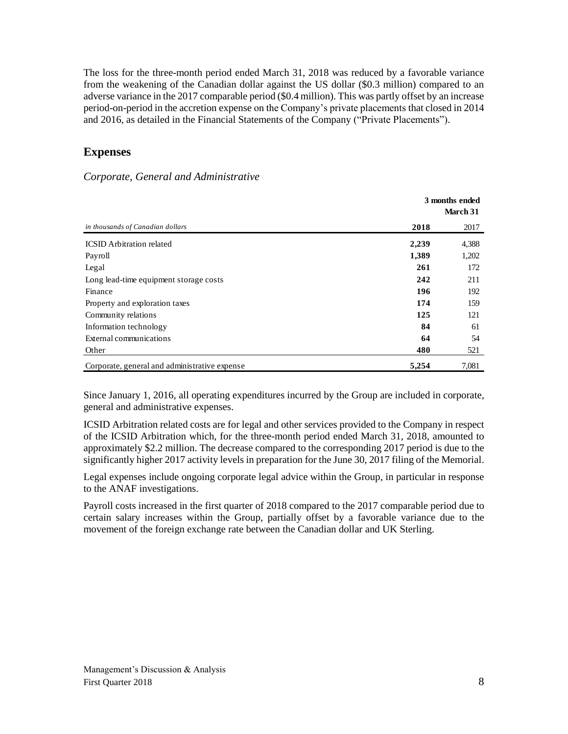The loss for the three-month period ended March 31, 2018 was reduced by a favorable variance from the weakening of the Canadian dollar against the US dollar ($0.3 million) compared to an adverse variance in the 2017 comparable period ($0.4 million). This was partly offset by an increase period-on-period in the accretion expense on the Company's private placements that closed in 2014 and 2016, as detailed in the Financial Statements of the Company ("Private Placements").

## Expenses

### *Corporate, General and Administrative*

| *in thousands of Canadian dollars* | **3 months ended March 31** **2018** | 2017 |
|---|---|---|
| ICSID Arbitration related | **2,239** | 4,388 |
| Payroll | **1,389** | 1,202 |
| Legal | **261** | 172 |
| Long lead-time equipment storage costs | **242** | 211 |
| Finance | **196** | 192 |
| Property and exploration taxes | **174** | 159 |
| Community relations | **125** | 121 |
| Information technology | **84** | 61 |
| External communications | **64** | 54 |
| Other | **480** | 521 |
| Corporate, general and administrative expense | **5,254** | 7,081 |

Since January 1, 2016, all operating expenditures incurred by the Group are included in corporate, general and administrative expenses.

ICSID Arbitration related costs are for legal and other services provided to the Company in respect of the ICSID Arbitration which, for the three-month period ended March 31, 2018, amounted to approximately $2.2 million. The decrease compared to the corresponding 2017 period is due to the significantly higher 2017 activity levels in preparation for the June 30, 2017 filing of the Memorial.

Legal expenses include ongoing corporate legal advice within the Group, in particular in response to the ANAF investigations.

Payroll costs increased in the first quarter of 2018 compared to the 2017 comparable period due to certain salary increases within the Group, partially offset by a favorable variance due to the movement of the foreign exchange rate between the Canadian dollar and UK Sterling.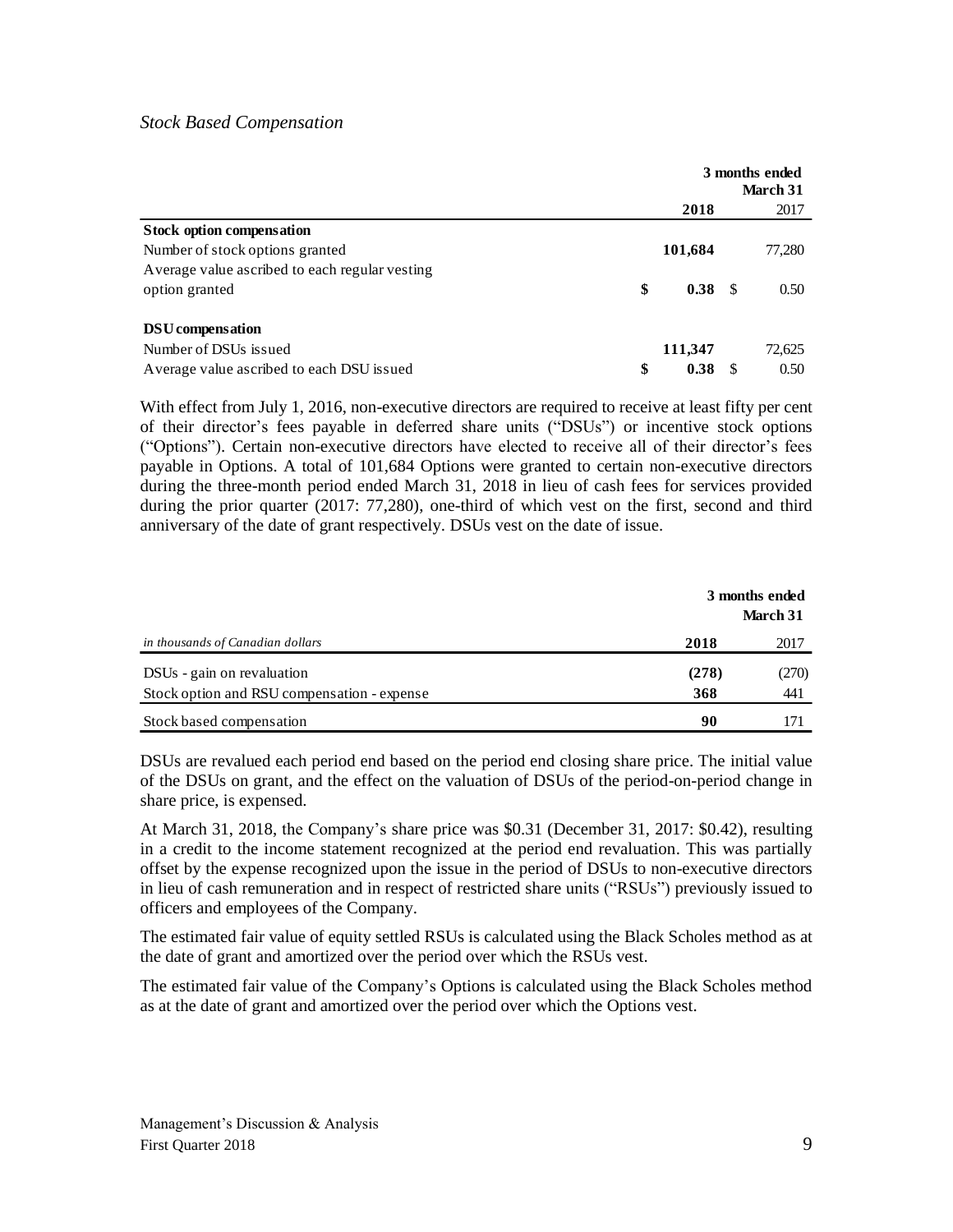*Stock Based Compensation*

| | 3 months ended March 31 | |
|---|---|---|
| | **2018** | 2017 |
| **Stock option compensation** | | |
| Number of stock options granted | **101,684** | 77,280 |
| Average value ascribed to each regular vesting option granted | **$ 0.38** | $ 0.50 |
| **DSU compensation** | | |
| Number of DSUs issued | **111,347** | 72,625 |
| Average value ascribed to each DSU issued | **$ 0.38** | $ 0.50 |

With effect from July 1, 2016, non-executive directors are required to receive at least fifty per cent of their director's fees payable in deferred share units ("DSUs") or incentive stock options ("Options"). Certain non-executive directors have elected to receive all of their director's fees payable in Options. A total of 101,684 Options were granted to certain non-executive directors during the three-month period ended March 31, 2018 in lieu of cash fees for services provided during the prior quarter (2017: 77,280), one-third of which vest on the first, second and third anniversary of the date of grant respectively. DSUs vest on the date of issue.

| | 3 months ended March 31 | |
|---|---|---|
| *in thousands of Canadian dollars* | **2018** | 2017 |
| DSUs - gain on revaluation | **(278)** | (270) |
| Stock option and RSU compensation - expense | **368** | 441 |
| Stock based compensation | **90** | 171 |

DSUs are revalued each period end based on the period end closing share price. The initial value of the DSUs on grant, and the effect on the valuation of DSUs of the period-on-period change in share price, is expensed.

At March 31, 2018, the Company's share price was $0.31 (December 31, 2017: $0.42), resulting in a credit to the income statement recognized at the period end revaluation. This was partially offset by the expense recognized upon the issue in the period of DSUs to non-executive directors in lieu of cash remuneration and in respect of restricted share units ("RSUs") previously issued to officers and employees of the Company.

The estimated fair value of equity settled RSUs is calculated using the Black Scholes method as at the date of grant and amortized over the period over which the RSUs vest.

The estimated fair value of the Company's Options is calculated using the Black Scholes method as at the date of grant and amortized over the period over which the Options vest.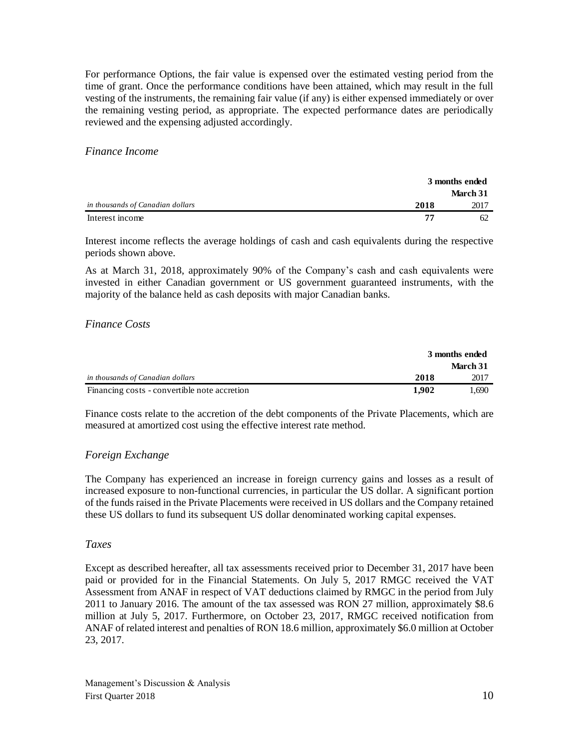For performance Options, the fair value is expensed over the estimated vesting period from the time of grant. Once the performance conditions have been attained, which may result in the full vesting of the instruments, the remaining fair value (if any) is either expensed immediately or over the remaining vesting period, as appropriate. The expected performance dates are periodically reviewed and the expensing adjusted accordingly.

### *Finance Income*

| | 3 months ended March 31 | |
|---|---|---|
| *in thousands of Canadian dollars* | **2018** | 2017 |
| Interest income | **77** | 62 |

Interest income reflects the average holdings of cash and cash equivalents during the respective periods shown above.

As at March 31, 2018, approximately 90% of the Company's cash and cash equivalents were invested in either Canadian government or US government guaranteed instruments, with the majority of the balance held as cash deposits with major Canadian banks.

### *Finance Costs*

| | 3 months ended March 31 | |
|---|---|---|
| *in thousands of Canadian dollars* | **2018** | 2017 |
| Financing costs - convertible note accretion | **1,902** | 1,690 |

Finance costs relate to the accretion of the debt components of the Private Placements, which are measured at amortized cost using the effective interest rate method.

### *Foreign Exchange*

The Company has experienced an increase in foreign currency gains and losses as a result of increased exposure to non-functional currencies, in particular the US dollar. A significant portion of the funds raised in the Private Placements were received in US dollars and the Company retained these US dollars to fund its subsequent US dollar denominated working capital expenses.

### *Taxes*

Except as described hereafter, all tax assessments received prior to December 31, 2017 have been paid or provided for in the Financial Statements. On July 5, 2017 RMGC received the VAT Assessment from ANAF in respect of VAT deductions claimed by RMGC in the period from July 2011 to January 2016. The amount of the tax assessed was RON 27 million, approximately $8.6 million at July 5, 2017. Furthermore, on October 23, 2017, RMGC received notification from ANAF of related interest and penalties of RON 18.6 million, approximately $6.0 million at October 23, 2017.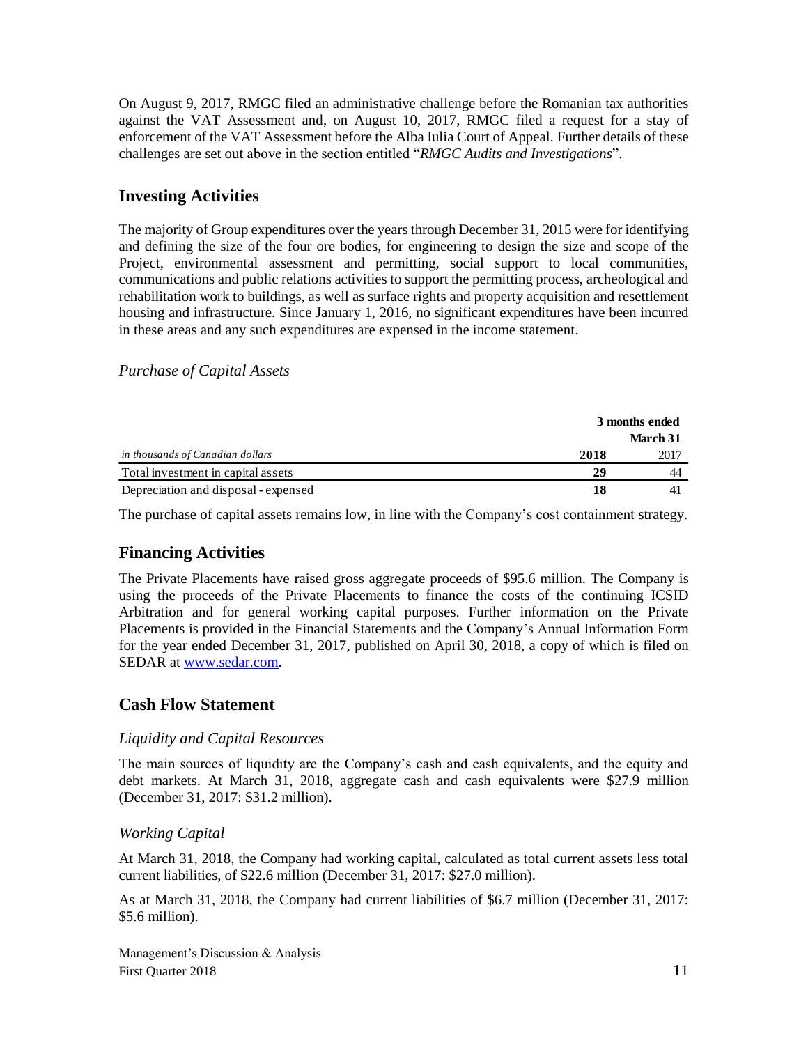On August 9, 2017, RMGC filed an administrative challenge before the Romanian tax authorities against the VAT Assessment and, on August 10, 2017, RMGC filed a request for a stay of enforcement of the VAT Assessment before the Alba Iulia Court of Appeal. Further details of these challenges are set out above in the section entitled "*RMGC Audits and Investigations*".

## Investing Activities

The majority of Group expenditures over the years through December 31, 2015 were for identifying and defining the size of the four ore bodies, for engineering to design the size and scope of the Project, environmental assessment and permitting, social support to local communities, communications and public relations activities to support the permitting process, archeological and rehabilitation work to buildings, as well as surface rights and property acquisition and resettlement housing and infrastructure. Since January 1, 2016, no significant expenditures have been incurred in these areas and any such expenditures are expensed in the income statement.

### *Purchase of Capital Assets*

| | **3 months ended March 31** | |
|---|---|---|
| *in thousands of Canadian dollars* | **2018** | 2017 |
| Total investment in capital assets | **29** | 44 |
| Depreciation and disposal - expensed | **18** | 41 |

The purchase of capital assets remains low, in line with the Company's cost containment strategy.

## Financing Activities

The Private Placements have raised gross aggregate proceeds of $95.6 million. The Company is using the proceeds of the Private Placements to finance the costs of the continuing ICSID Arbitration and for general working capital purposes. Further information on the Private Placements is provided in the Financial Statements and the Company's Annual Information Form for the year ended December 31, 2017, published on April 30, 2018, a copy of which is filed on SEDAR at www.sedar.com.

## Cash Flow Statement

### *Liquidity and Capital Resources*

The main sources of liquidity are the Company's cash and cash equivalents, and the equity and debt markets. At March 31, 2018, aggregate cash and cash equivalents were $27.9 million (December 31, 2017: $31.2 million).

### *Working Capital*

At March 31, 2018, the Company had working capital, calculated as total current assets less total current liabilities, of $22.6 million (December 31, 2017: $27.0 million).

As at March 31, 2018, the Company had current liabilities of $6.7 million (December 31, 2017: $5.6 million).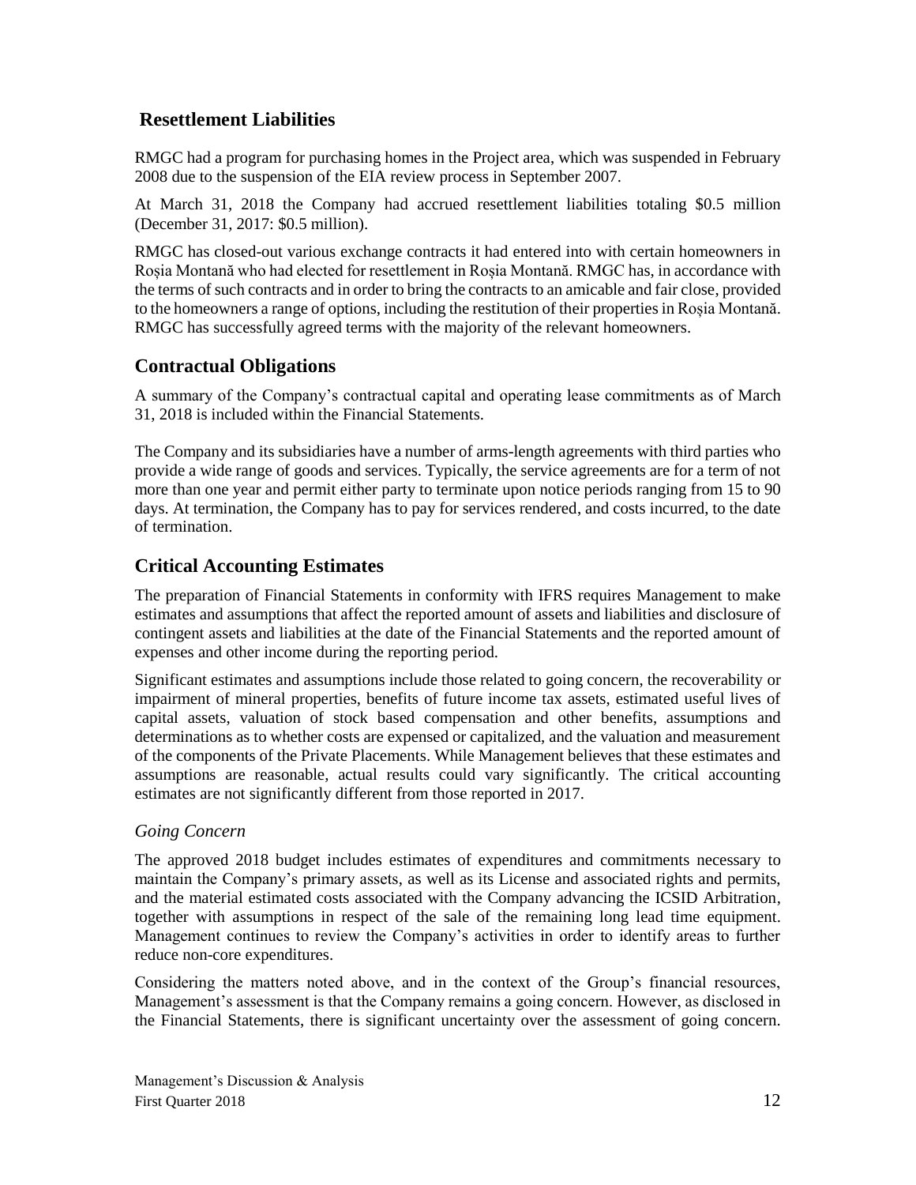## Resettlement Liabilities

RMGC had a program for purchasing homes in the Project area, which was suspended in February 2008 due to the suspension of the EIA review process in September 2007.

At March 31, 2018 the Company had accrued resettlement liabilities totaling $0.5 million (December 31, 2017: $0.5 million).

RMGC has closed-out various exchange contracts it had entered into with certain homeowners in Roșia Montană who had elected for resettlement in Roșia Montană. RMGC has, in accordance with the terms of such contracts and in order to bring the contracts to an amicable and fair close, provided to the homeowners a range of options, including the restitution of their properties in Roșia Montană. RMGC has successfully agreed terms with the majority of the relevant homeowners.

## Contractual Obligations

A summary of the Company's contractual capital and operating lease commitments as of March 31, 2018 is included within the Financial Statements.

The Company and its subsidiaries have a number of arms-length agreements with third parties who provide a wide range of goods and services. Typically, the service agreements are for a term of not more than one year and permit either party to terminate upon notice periods ranging from 15 to 90 days. At termination, the Company has to pay for services rendered, and costs incurred, to the date of termination.

## Critical Accounting Estimates

The preparation of Financial Statements in conformity with IFRS requires Management to make estimates and assumptions that affect the reported amount of assets and liabilities and disclosure of contingent assets and liabilities at the date of the Financial Statements and the reported amount of expenses and other income during the reporting period.

Significant estimates and assumptions include those related to going concern, the recoverability or impairment of mineral properties, benefits of future income tax assets, estimated useful lives of capital assets, valuation of stock based compensation and other benefits, assumptions and determinations as to whether costs are expensed or capitalized, and the valuation and measurement of the components of the Private Placements. While Management believes that these estimates and assumptions are reasonable, actual results could vary significantly. The critical accounting estimates are not significantly different from those reported in 2017.

### *Going Concern*

The approved 2018 budget includes estimates of expenditures and commitments necessary to maintain the Company's primary assets, as well as its License and associated rights and permits, and the material estimated costs associated with the Company advancing the ICSID Arbitration, together with assumptions in respect of the sale of the remaining long lead time equipment. Management continues to review the Company's activities in order to identify areas to further reduce non-core expenditures.

Considering the matters noted above, and in the context of the Group's financial resources, Management's assessment is that the Company remains a going concern. However, as disclosed in the Financial Statements, there is significant uncertainty over the assessment of going concern.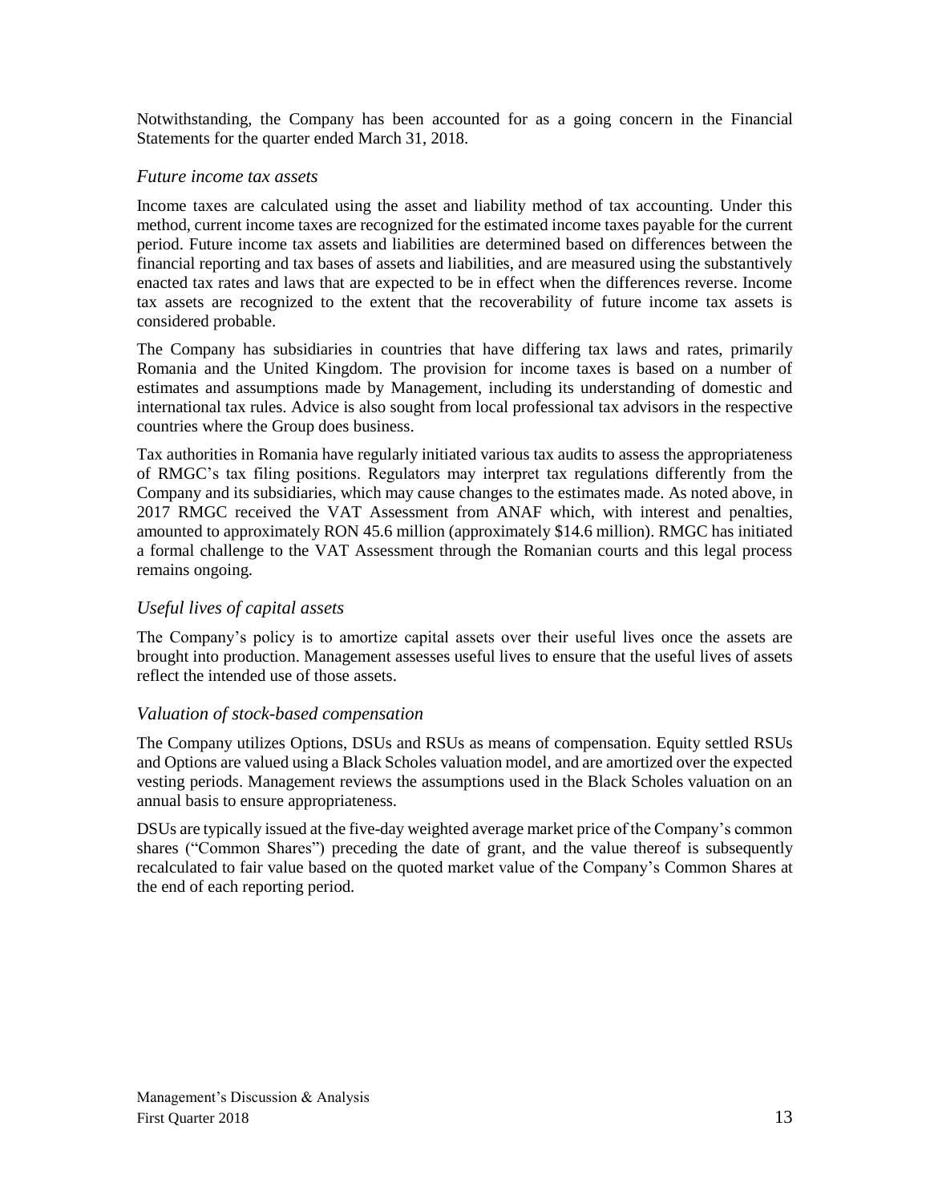Notwithstanding, the Company has been accounted for as a going concern in the Financial Statements for the quarter ended March 31, 2018.

### *Future income tax assets*

Income taxes are calculated using the asset and liability method of tax accounting. Under this method, current income taxes are recognized for the estimated income taxes payable for the current period. Future income tax assets and liabilities are determined based on differences between the financial reporting and tax bases of assets and liabilities, and are measured using the substantively enacted tax rates and laws that are expected to be in effect when the differences reverse. Income tax assets are recognized to the extent that the recoverability of future income tax assets is considered probable.

The Company has subsidiaries in countries that have differing tax laws and rates, primarily Romania and the United Kingdom. The provision for income taxes is based on a number of estimates and assumptions made by Management, including its understanding of domestic and international tax rules. Advice is also sought from local professional tax advisors in the respective countries where the Group does business.

Tax authorities in Romania have regularly initiated various tax audits to assess the appropriateness of RMGC's tax filing positions. Regulators may interpret tax regulations differently from the Company and its subsidiaries, which may cause changes to the estimates made. As noted above, in 2017 RMGC received the VAT Assessment from ANAF which, with interest and penalties, amounted to approximately RON 45.6 million (approximately $14.6 million). RMGC has initiated a formal challenge to the VAT Assessment through the Romanian courts and this legal process remains ongoing.

### *Useful lives of capital assets*

The Company's policy is to amortize capital assets over their useful lives once the assets are brought into production. Management assesses useful lives to ensure that the useful lives of assets reflect the intended use of those assets.

### *Valuation of stock-based compensation*

The Company utilizes Options, DSUs and RSUs as means of compensation. Equity settled RSUs and Options are valued using a Black Scholes valuation model, and are amortized over the expected vesting periods. Management reviews the assumptions used in the Black Scholes valuation on an annual basis to ensure appropriateness.

DSUs are typically issued at the five-day weighted average market price of the Company's common shares ("Common Shares") preceding the date of grant, and the value thereof is subsequently recalculated to fair value based on the quoted market value of the Company's Common Shares at the end of each reporting period.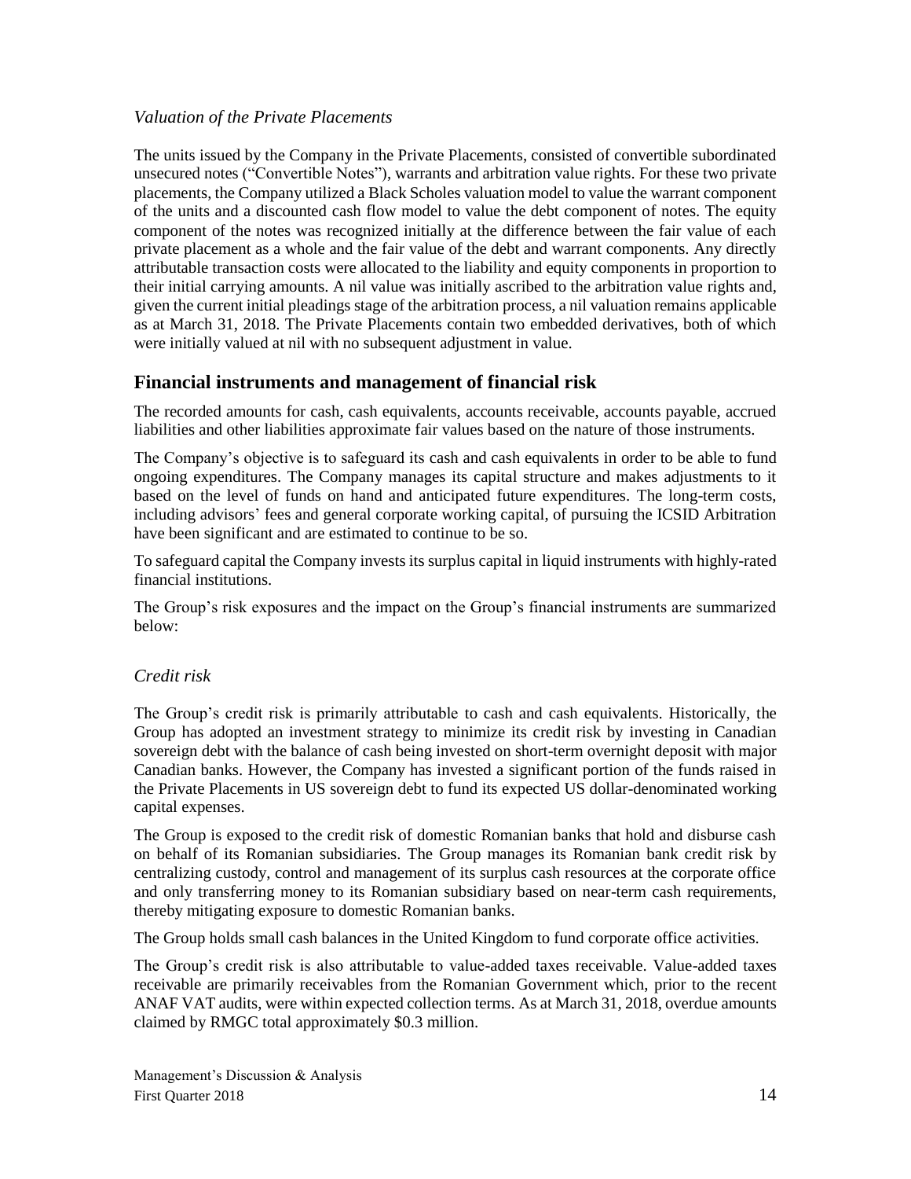*Valuation of the Private Placements*

The units issued by the Company in the Private Placements, consisted of convertible subordinated unsecured notes ("Convertible Notes"), warrants and arbitration value rights. For these two private placements, the Company utilized a Black Scholes valuation model to value the warrant component of the units and a discounted cash flow model to value the debt component of notes. The equity component of the notes was recognized initially at the difference between the fair value of each private placement as a whole and the fair value of the debt and warrant components. Any directly attributable transaction costs were allocated to the liability and equity components in proportion to their initial carrying amounts. A nil value was initially ascribed to the arbitration value rights and, given the current initial pleadings stage of the arbitration process, a nil valuation remains applicable as at March 31, 2018. The Private Placements contain two embedded derivatives, both of which were initially valued at nil with no subsequent adjustment in value.

## Financial instruments and management of financial risk

The recorded amounts for cash, cash equivalents, accounts receivable, accounts payable, accrued liabilities and other liabilities approximate fair values based on the nature of those instruments.

The Company's objective is to safeguard its cash and cash equivalents in order to be able to fund ongoing expenditures. The Company manages its capital structure and makes adjustments to it based on the level of funds on hand and anticipated future expenditures. The long-term costs, including advisors' fees and general corporate working capital, of pursuing the ICSID Arbitration have been significant and are estimated to continue to be so.

To safeguard capital the Company invests its surplus capital in liquid instruments with highly-rated financial institutions.

The Group's risk exposures and the impact on the Group's financial instruments are summarized below:

*Credit risk*

The Group's credit risk is primarily attributable to cash and cash equivalents. Historically, the Group has adopted an investment strategy to minimize its credit risk by investing in Canadian sovereign debt with the balance of cash being invested on short-term overnight deposit with major Canadian banks. However, the Company has invested a significant portion of the funds raised in the Private Placements in US sovereign debt to fund its expected US dollar-denominated working capital expenses.

The Group is exposed to the credit risk of domestic Romanian banks that hold and disburse cash on behalf of its Romanian subsidiaries. The Group manages its Romanian bank credit risk by centralizing custody, control and management of its surplus cash resources at the corporate office and only transferring money to its Romanian subsidiary based on near-term cash requirements, thereby mitigating exposure to domestic Romanian banks.

The Group holds small cash balances in the United Kingdom to fund corporate office activities.

The Group's credit risk is also attributable to value-added taxes receivable. Value-added taxes receivable are primarily receivables from the Romanian Government which, prior to the recent ANAF VAT audits, were within expected collection terms. As at March 31, 2018, overdue amounts claimed by RMGC total approximately $0.3 million.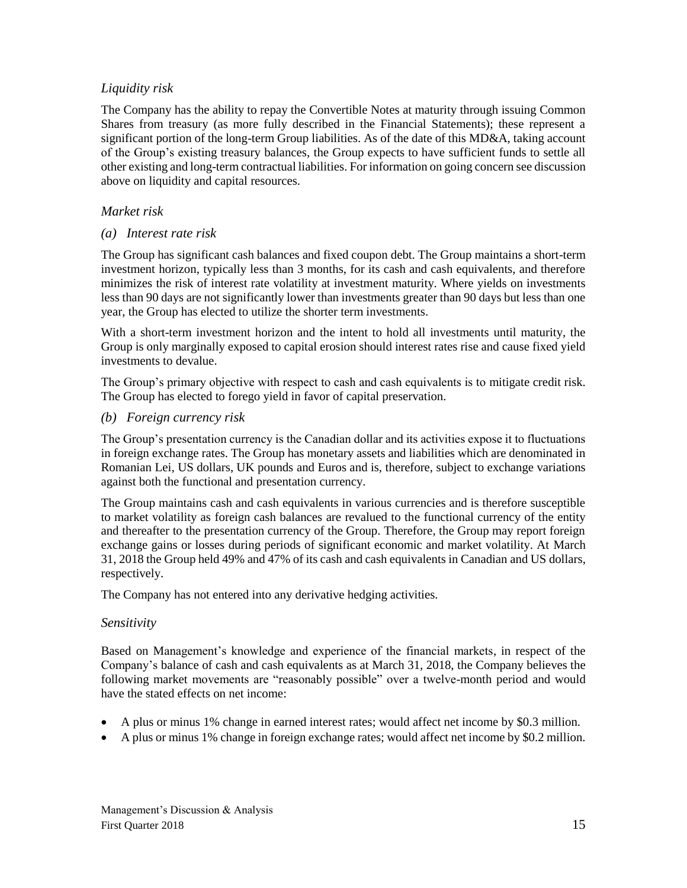### *Liquidity risk*

The Company has the ability to repay the Convertible Notes at maturity through issuing Common Shares from treasury (as more fully described in the Financial Statements); these represent a significant portion of the long-term Group liabilities. As of the date of this MD&A, taking account of the Group's existing treasury balances, the Group expects to have sufficient funds to settle all other existing and long-term contractual liabilities. For information on going concern see discussion above on liquidity and capital resources.

### *Market risk*

#### *(a) Interest rate risk*

The Group has significant cash balances and fixed coupon debt. The Group maintains a short-term investment horizon, typically less than 3 months, for its cash and cash equivalents, and therefore minimizes the risk of interest rate volatility at investment maturity. Where yields on investments less than 90 days are not significantly lower than investments greater than 90 days but less than one year, the Group has elected to utilize the shorter term investments.

With a short-term investment horizon and the intent to hold all investments until maturity, the Group is only marginally exposed to capital erosion should interest rates rise and cause fixed yield investments to devalue.

The Group's primary objective with respect to cash and cash equivalents is to mitigate credit risk. The Group has elected to forego yield in favor of capital preservation.

#### *(b) Foreign currency risk*

The Group's presentation currency is the Canadian dollar and its activities expose it to fluctuations in foreign exchange rates. The Group has monetary assets and liabilities which are denominated in Romanian Lei, US dollars, UK pounds and Euros and is, therefore, subject to exchange variations against both the functional and presentation currency.

The Group maintains cash and cash equivalents in various currencies and is therefore susceptible to market volatility as foreign cash balances are revalued to the functional currency of the entity and thereafter to the presentation currency of the Group. Therefore, the Group may report foreign exchange gains or losses during periods of significant economic and market volatility. At March 31, 2018 the Group held 49% and 47% of its cash and cash equivalents in Canadian and US dollars, respectively.

The Company has not entered into any derivative hedging activities.

### *Sensitivity*

Based on Management's knowledge and experience of the financial markets, in respect of the Company's balance of cash and cash equivalents as at March 31, 2018, the Company believes the following market movements are "reasonably possible" over a twelve-month period and would have the stated effects on net income:

- A plus or minus 1% change in earned interest rates; would affect net income by $0.3 million.
- A plus or minus 1% change in foreign exchange rates; would affect net income by $0.2 million.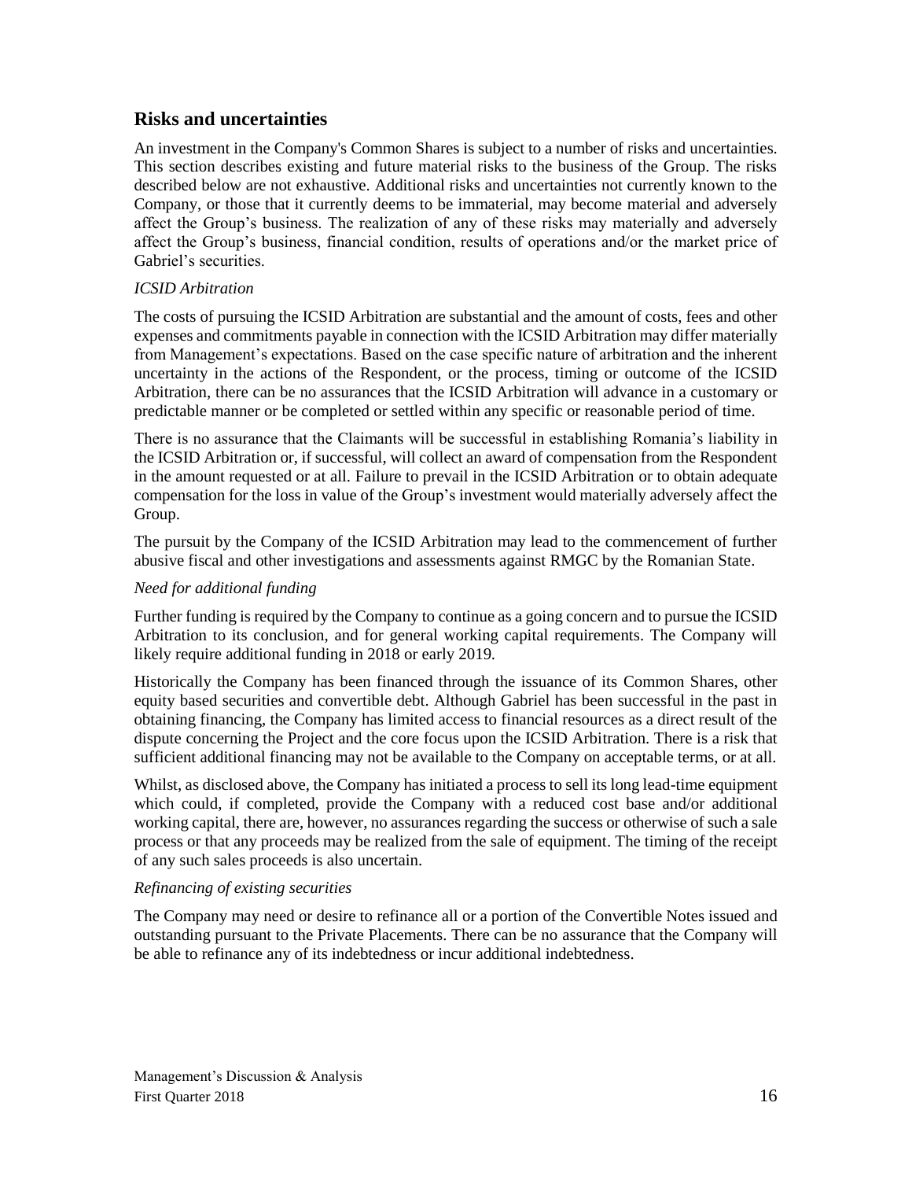## Risks and uncertainties

An investment in the Company's Common Shares is subject to a number of risks and uncertainties. This section describes existing and future material risks to the business of the Group. The risks described below are not exhaustive. Additional risks and uncertainties not currently known to the Company, or those that it currently deems to be immaterial, may become material and adversely affect the Group's business. The realization of any of these risks may materially and adversely affect the Group's business, financial condition, results of operations and/or the market price of Gabriel's securities.

*ICSID Arbitration*

The costs of pursuing the ICSID Arbitration are substantial and the amount of costs, fees and other expenses and commitments payable in connection with the ICSID Arbitration may differ materially from Management's expectations. Based on the case specific nature of arbitration and the inherent uncertainty in the actions of the Respondent, or the process, timing or outcome of the ICSID Arbitration, there can be no assurances that the ICSID Arbitration will advance in a customary or predictable manner or be completed or settled within any specific or reasonable period of time.

There is no assurance that the Claimants will be successful in establishing Romania's liability in the ICSID Arbitration or, if successful, will collect an award of compensation from the Respondent in the amount requested or at all. Failure to prevail in the ICSID Arbitration or to obtain adequate compensation for the loss in value of the Group's investment would materially adversely affect the Group.

The pursuit by the Company of the ICSID Arbitration may lead to the commencement of further abusive fiscal and other investigations and assessments against RMGC by the Romanian State.

*Need for additional funding*

Further funding is required by the Company to continue as a going concern and to pursue the ICSID Arbitration to its conclusion, and for general working capital requirements. The Company will likely require additional funding in 2018 or early 2019.

Historically the Company has been financed through the issuance of its Common Shares, other equity based securities and convertible debt. Although Gabriel has been successful in the past in obtaining financing, the Company has limited access to financial resources as a direct result of the dispute concerning the Project and the core focus upon the ICSID Arbitration. There is a risk that sufficient additional financing may not be available to the Company on acceptable terms, or at all.

Whilst, as disclosed above, the Company has initiated a process to sell its long lead-time equipment which could, if completed, provide the Company with a reduced cost base and/or additional working capital, there are, however, no assurances regarding the success or otherwise of such a sale process or that any proceeds may be realized from the sale of equipment. The timing of the receipt of any such sales proceeds is also uncertain.

*Refinancing of existing securities*

The Company may need or desire to refinance all or a portion of the Convertible Notes issued and outstanding pursuant to the Private Placements. There can be no assurance that the Company will be able to refinance any of its indebtedness or incur additional indebtedness.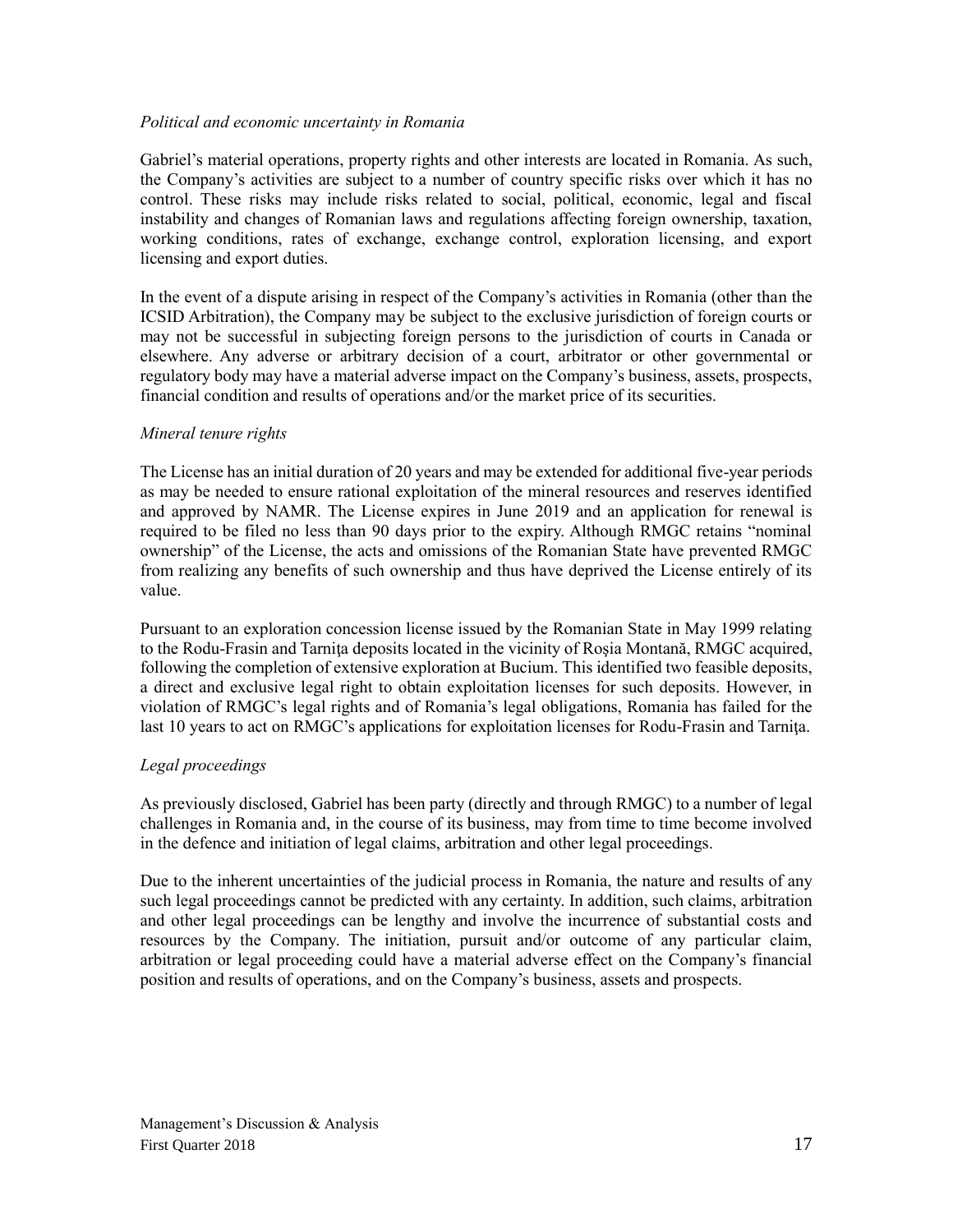*Political and economic uncertainty in Romania*

Gabriel's material operations, property rights and other interests are located in Romania. As such, the Company's activities are subject to a number of country specific risks over which it has no control. These risks may include risks related to social, political, economic, legal and fiscal instability and changes of Romanian laws and regulations affecting foreign ownership, taxation, working conditions, rates of exchange, exchange control, exploration licensing, and export licensing and export duties.

In the event of a dispute arising in respect of the Company's activities in Romania (other than the ICSID Arbitration), the Company may be subject to the exclusive jurisdiction of foreign courts or may not be successful in subjecting foreign persons to the jurisdiction of courts in Canada or elsewhere. Any adverse or arbitrary decision of a court, arbitrator or other governmental or regulatory body may have a material adverse impact on the Company's business, assets, prospects, financial condition and results of operations and/or the market price of its securities.

*Mineral tenure rights*

The License has an initial duration of 20 years and may be extended for additional five-year periods as may be needed to ensure rational exploitation of the mineral resources and reserves identified and approved by NAMR. The License expires in June 2019 and an application for renewal is required to be filed no less than 90 days prior to the expiry. Although RMGC retains "nominal ownership" of the License, the acts and omissions of the Romanian State have prevented RMGC from realizing any benefits of such ownership and thus have deprived the License entirely of its value.

Pursuant to an exploration concession license issued by the Romanian State in May 1999 relating to the Rodu-Frasin and Tarniţa deposits located in the vicinity of Roşia Montană, RMGC acquired, following the completion of extensive exploration at Bucium. This identified two feasible deposits, a direct and exclusive legal right to obtain exploitation licenses for such deposits. However, in violation of RMGC's legal rights and of Romania's legal obligations, Romania has failed for the last 10 years to act on RMGC's applications for exploitation licenses for Rodu-Frasin and Tarniţa.

*Legal proceedings*

As previously disclosed, Gabriel has been party (directly and through RMGC) to a number of legal challenges in Romania and, in the course of its business, may from time to time become involved in the defence and initiation of legal claims, arbitration and other legal proceedings.

Due to the inherent uncertainties of the judicial process in Romania, the nature and results of any such legal proceedings cannot be predicted with any certainty. In addition, such claims, arbitration and other legal proceedings can be lengthy and involve the incurrence of substantial costs and resources by the Company. The initiation, pursuit and/or outcome of any particular claim, arbitration or legal proceeding could have a material adverse effect on the Company's financial position and results of operations, and on the Company's business, assets and prospects.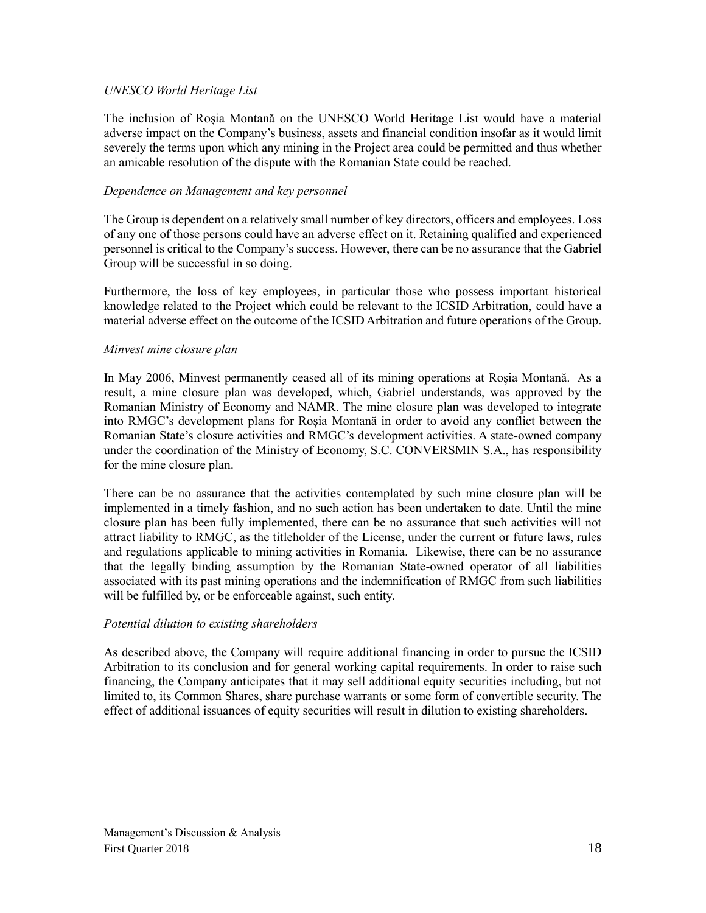*UNESCO World Heritage List*

The inclusion of Roșia Montană on the UNESCO World Heritage List would have a material adverse impact on the Company's business, assets and financial condition insofar as it would limit severely the terms upon which any mining in the Project area could be permitted and thus whether an amicable resolution of the dispute with the Romanian State could be reached.

*Dependence on Management and key personnel*

The Group is dependent on a relatively small number of key directors, officers and employees. Loss of any one of those persons could have an adverse effect on it. Retaining qualified and experienced personnel is critical to the Company's success. However, there can be no assurance that the Gabriel Group will be successful in so doing.

Furthermore, the loss of key employees, in particular those who possess important historical knowledge related to the Project which could be relevant to the ICSID Arbitration, could have a material adverse effect on the outcome of the ICSID Arbitration and future operations of the Group.

*Minvest mine closure plan*

In May 2006, Minvest permanently ceased all of its mining operations at Roșia Montană. As a result, a mine closure plan was developed, which, Gabriel understands, was approved by the Romanian Ministry of Economy and NAMR. The mine closure plan was developed to integrate into RMGC's development plans for Roșia Montană in order to avoid any conflict between the Romanian State's closure activities and RMGC's development activities. A state-owned company under the coordination of the Ministry of Economy, S.C. CONVERSMIN S.A., has responsibility for the mine closure plan.

There can be no assurance that the activities contemplated by such mine closure plan will be implemented in a timely fashion, and no such action has been undertaken to date. Until the mine closure plan has been fully implemented, there can be no assurance that such activities will not attract liability to RMGC, as the titleholder of the License, under the current or future laws, rules and regulations applicable to mining activities in Romania. Likewise, there can be no assurance that the legally binding assumption by the Romanian State-owned operator of all liabilities associated with its past mining operations and the indemnification of RMGC from such liabilities will be fulfilled by, or be enforceable against, such entity.

*Potential dilution to existing shareholders*

As described above, the Company will require additional financing in order to pursue the ICSID Arbitration to its conclusion and for general working capital requirements. In order to raise such financing, the Company anticipates that it may sell additional equity securities including, but not limited to, its Common Shares, share purchase warrants or some form of convertible security. The effect of additional issuances of equity securities will result in dilution to existing shareholders.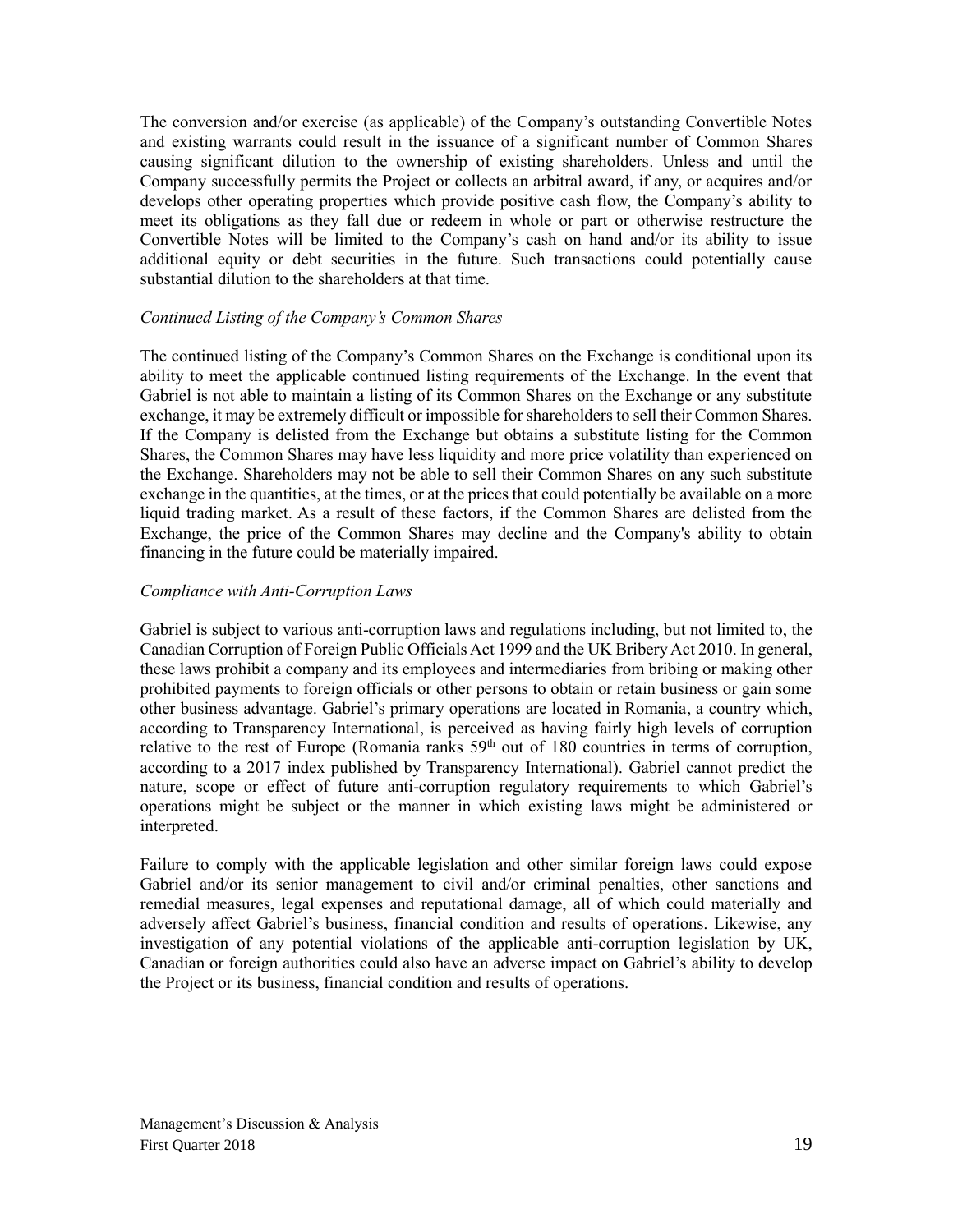The conversion and/or exercise (as applicable) of the Company's outstanding Convertible Notes and existing warrants could result in the issuance of a significant number of Common Shares causing significant dilution to the ownership of existing shareholders. Unless and until the Company successfully permits the Project or collects an arbitral award, if any, or acquires and/or develops other operating properties which provide positive cash flow, the Company's ability to meet its obligations as they fall due or redeem in whole or part or otherwise restructure the Convertible Notes will be limited to the Company's cash on hand and/or its ability to issue additional equity or debt securities in the future. Such transactions could potentially cause substantial dilution to the shareholders at that time.

*Continued Listing of the Company's Common Shares*

The continued listing of the Company's Common Shares on the Exchange is conditional upon its ability to meet the applicable continued listing requirements of the Exchange. In the event that Gabriel is not able to maintain a listing of its Common Shares on the Exchange or any substitute exchange, it may be extremely difficult or impossible for shareholders to sell their Common Shares. If the Company is delisted from the Exchange but obtains a substitute listing for the Common Shares, the Common Shares may have less liquidity and more price volatility than experienced on the Exchange. Shareholders may not be able to sell their Common Shares on any such substitute exchange in the quantities, at the times, or at the prices that could potentially be available on a more liquid trading market. As a result of these factors, if the Common Shares are delisted from the Exchange, the price of the Common Shares may decline and the Company's ability to obtain financing in the future could be materially impaired.

*Compliance with Anti-Corruption Laws*

Gabriel is subject to various anti-corruption laws and regulations including, but not limited to, the Canadian Corruption of Foreign Public Officials Act 1999 and the UK Bribery Act 2010. In general, these laws prohibit a company and its employees and intermediaries from bribing or making other prohibited payments to foreign officials or other persons to obtain or retain business or gain some other business advantage. Gabriel's primary operations are located in Romania, a country which, according to Transparency International, is perceived as having fairly high levels of corruption relative to the rest of Europe (Romania ranks 59th out of 180 countries in terms of corruption, according to a 2017 index published by Transparency International). Gabriel cannot predict the nature, scope or effect of future anti-corruption regulatory requirements to which Gabriel's operations might be subject or the manner in which existing laws might be administered or interpreted.

Failure to comply with the applicable legislation and other similar foreign laws could expose Gabriel and/or its senior management to civil and/or criminal penalties, other sanctions and remedial measures, legal expenses and reputational damage, all of which could materially and adversely affect Gabriel's business, financial condition and results of operations. Likewise, any investigation of any potential violations of the applicable anti-corruption legislation by UK, Canadian or foreign authorities could also have an adverse impact on Gabriel's ability to develop the Project or its business, financial condition and results of operations.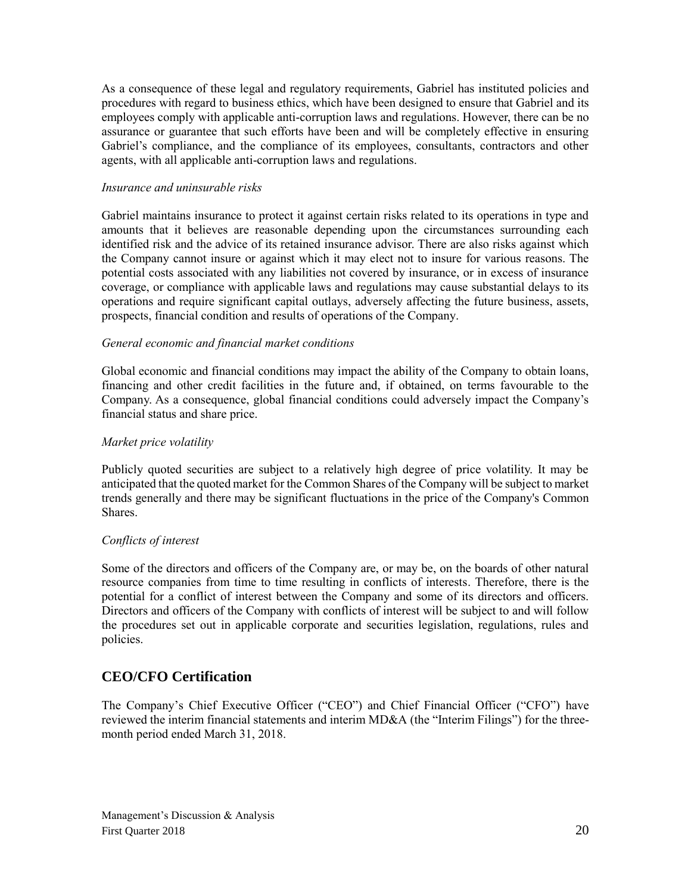As a consequence of these legal and regulatory requirements, Gabriel has instituted policies and procedures with regard to business ethics, which have been designed to ensure that Gabriel and its employees comply with applicable anti-corruption laws and regulations. However, there can be no assurance or guarantee that such efforts have been and will be completely effective in ensuring Gabriel's compliance, and the compliance of its employees, consultants, contractors and other agents, with all applicable anti-corruption laws and regulations.

*Insurance and uninsurable risks*

Gabriel maintains insurance to protect it against certain risks related to its operations in type and amounts that it believes are reasonable depending upon the circumstances surrounding each identified risk and the advice of its retained insurance advisor. There are also risks against which the Company cannot insure or against which it may elect not to insure for various reasons. The potential costs associated with any liabilities not covered by insurance, or in excess of insurance coverage, or compliance with applicable laws and regulations may cause substantial delays to its operations and require significant capital outlays, adversely affecting the future business, assets, prospects, financial condition and results of operations of the Company.

*General economic and financial market conditions*

Global economic and financial conditions may impact the ability of the Company to obtain loans, financing and other credit facilities in the future and, if obtained, on terms favourable to the Company. As a consequence, global financial conditions could adversely impact the Company's financial status and share price.

*Market price volatility*

Publicly quoted securities are subject to a relatively high degree of price volatility. It may be anticipated that the quoted market for the Common Shares of the Company will be subject to market trends generally and there may be significant fluctuations in the price of the Company's Common Shares.

*Conflicts of interest*

Some of the directors and officers of the Company are, or may be, on the boards of other natural resource companies from time to time resulting in conflicts of interests. Therefore, there is the potential for a conflict of interest between the Company and some of its directors and officers. Directors and officers of the Company with conflicts of interest will be subject to and will follow the procedures set out in applicable corporate and securities legislation, regulations, rules and policies.

## CEO/CFO Certification

The Company's Chief Executive Officer ("CEO") and Chief Financial Officer ("CFO") have reviewed the interim financial statements and interim MD&A (the "Interim Filings") for the three-month period ended March 31, 2018.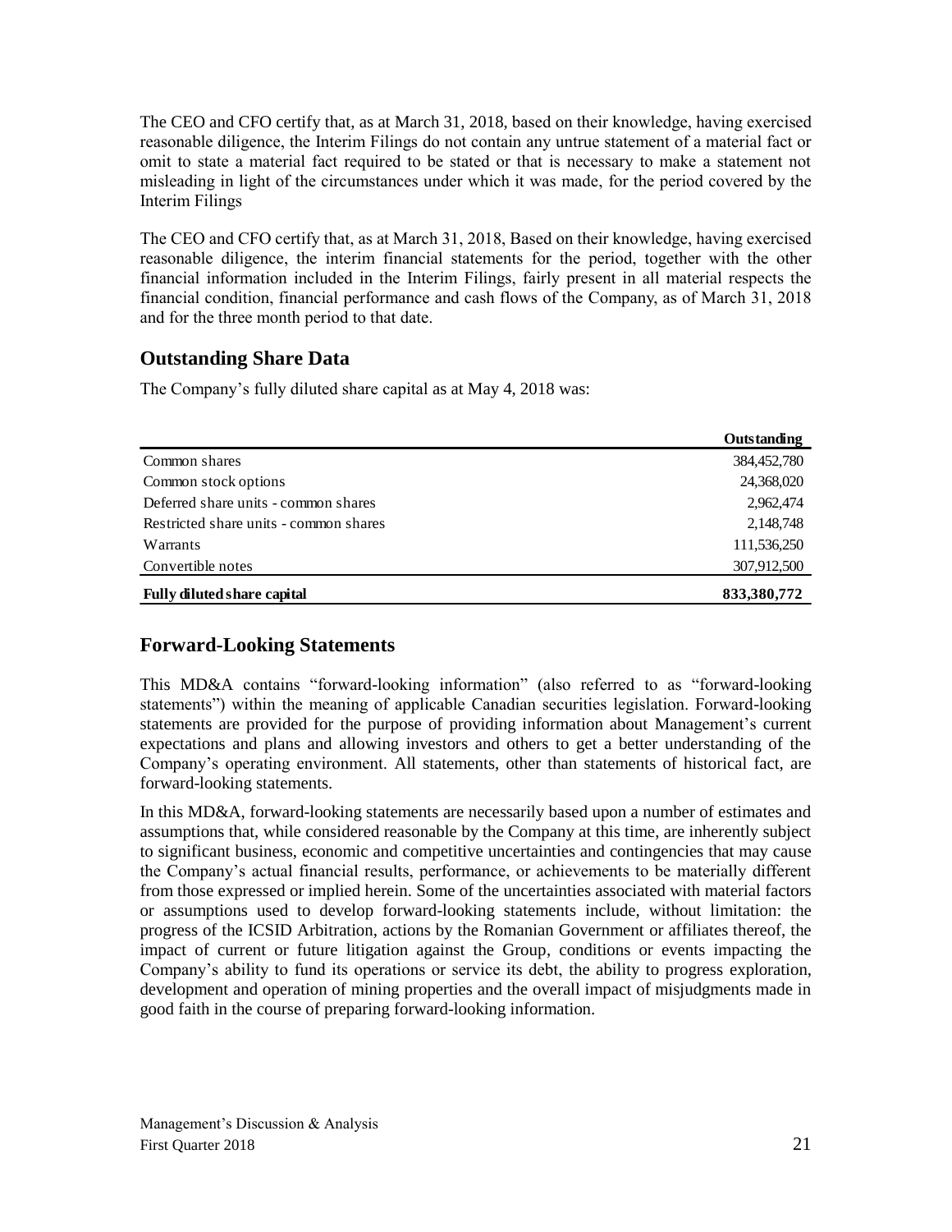The CEO and CFO certify that, as at March 31, 2018, based on their knowledge, having exercised reasonable diligence, the Interim Filings do not contain any untrue statement of a material fact or omit to state a material fact required to be stated or that is necessary to make a statement not misleading in light of the circumstances under which it was made, for the period covered by the Interim Filings

The CEO and CFO certify that, as at March 31, 2018, Based on their knowledge, having exercised reasonable diligence, the interim financial statements for the period, together with the other financial information included in the Interim Filings, fairly present in all material respects the financial condition, financial performance and cash flows of the Company, as of March 31, 2018 and for the three month period to that date.

## Outstanding Share Data

The Company's fully diluted share capital as at May 4, 2018 was:

| | Outstanding |
|---|---|
| Common shares | 384,452,780 |
| Common stock options | 24,368,020 |
| Deferred share units - common shares | 2,962,474 |
| Restricted share units - common shares | 2,148,748 |
| Warrants | 111,536,250 |
| Convertible notes | 307,912,500 |
| **Fully diluted share capital** | **833,380,772** |

## Forward-Looking Statements

This MD&A contains "forward-looking information" (also referred to as "forward-looking statements") within the meaning of applicable Canadian securities legislation. Forward-looking statements are provided for the purpose of providing information about Management's current expectations and plans and allowing investors and others to get a better understanding of the Company's operating environment. All statements, other than statements of historical fact, are forward-looking statements.

In this MD&A, forward-looking statements are necessarily based upon a number of estimates and assumptions that, while considered reasonable by the Company at this time, are inherently subject to significant business, economic and competitive uncertainties and contingencies that may cause the Company's actual financial results, performance, or achievements to be materially different from those expressed or implied herein. Some of the uncertainties associated with material factors or assumptions used to develop forward-looking statements include, without limitation: the progress of the ICSID Arbitration, actions by the Romanian Government or affiliates thereof, the impact of current or future litigation against the Group, conditions or events impacting the Company's ability to fund its operations or service its debt, the ability to progress exploration, development and operation of mining properties and the overall impact of misjudgments made in good faith in the course of preparing forward-looking information.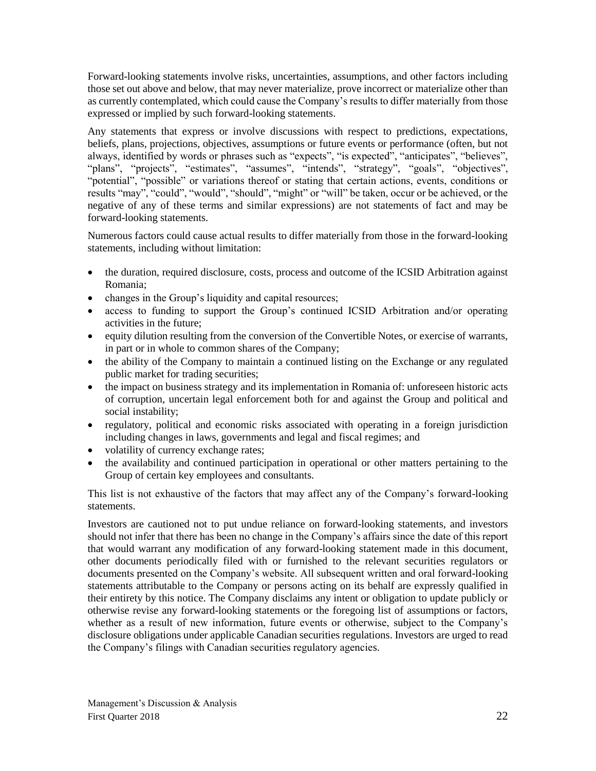Forward-looking statements involve risks, uncertainties, assumptions, and other factors including those set out above and below, that may never materialize, prove incorrect or materialize other than as currently contemplated, which could cause the Company's results to differ materially from those expressed or implied by such forward-looking statements.

Any statements that express or involve discussions with respect to predictions, expectations, beliefs, plans, projections, objectives, assumptions or future events or performance (often, but not always, identified by words or phrases such as "expects", "is expected", "anticipates", "believes", "plans", "projects", "estimates", "assumes", "intends", "strategy", "goals", "objectives", "potential", "possible" or variations thereof or stating that certain actions, events, conditions or results "may", "could", "would", "should", "might" or "will" be taken, occur or be achieved, or the negative of any of these terms and similar expressions) are not statements of fact and may be forward-looking statements.

Numerous factors could cause actual results to differ materially from those in the forward-looking statements, including without limitation:

- the duration, required disclosure, costs, process and outcome of the ICSID Arbitration against Romania;
- changes in the Group's liquidity and capital resources;
- access to funding to support the Group's continued ICSID Arbitration and/or operating activities in the future;
- equity dilution resulting from the conversion of the Convertible Notes, or exercise of warrants, in part or in whole to common shares of the Company;
- the ability of the Company to maintain a continued listing on the Exchange or any regulated public market for trading securities;
- the impact on business strategy and its implementation in Romania of: unforeseen historic acts of corruption, uncertain legal enforcement both for and against the Group and political and social instability;
- regulatory, political and economic risks associated with operating in a foreign jurisdiction including changes in laws, governments and legal and fiscal regimes; and
- volatility of currency exchange rates;
- the availability and continued participation in operational or other matters pertaining to the Group of certain key employees and consultants.

This list is not exhaustive of the factors that may affect any of the Company's forward-looking statements.

Investors are cautioned not to put undue reliance on forward-looking statements, and investors should not infer that there has been no change in the Company's affairs since the date of this report that would warrant any modification of any forward-looking statement made in this document, other documents periodically filed with or furnished to the relevant securities regulators or documents presented on the Company's website. All subsequent written and oral forward-looking statements attributable to the Company or persons acting on its behalf are expressly qualified in their entirety by this notice. The Company disclaims any intent or obligation to update publicly or otherwise revise any forward-looking statements or the foregoing list of assumptions or factors, whether as a result of new information, future events or otherwise, subject to the Company's disclosure obligations under applicable Canadian securities regulations. Investors are urged to read the Company's filings with Canadian securities regulatory agencies.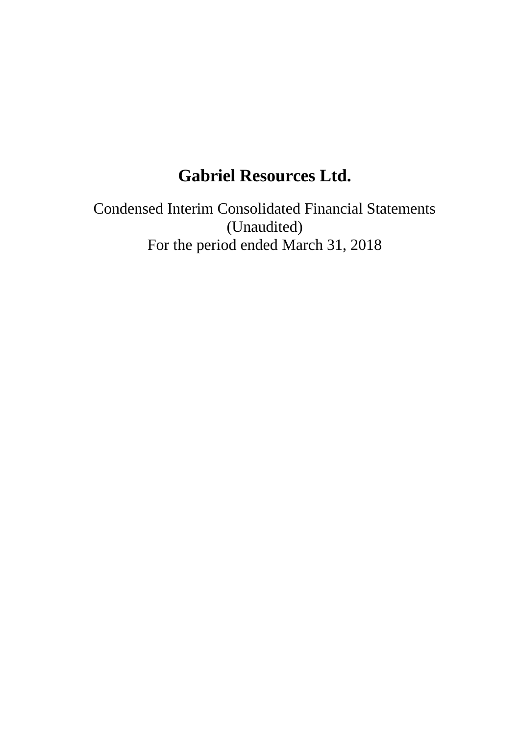# Gabriel Resources Ltd.

Condensed Interim Consolidated Financial Statements
(Unaudited)
For the period ended March 31, 2018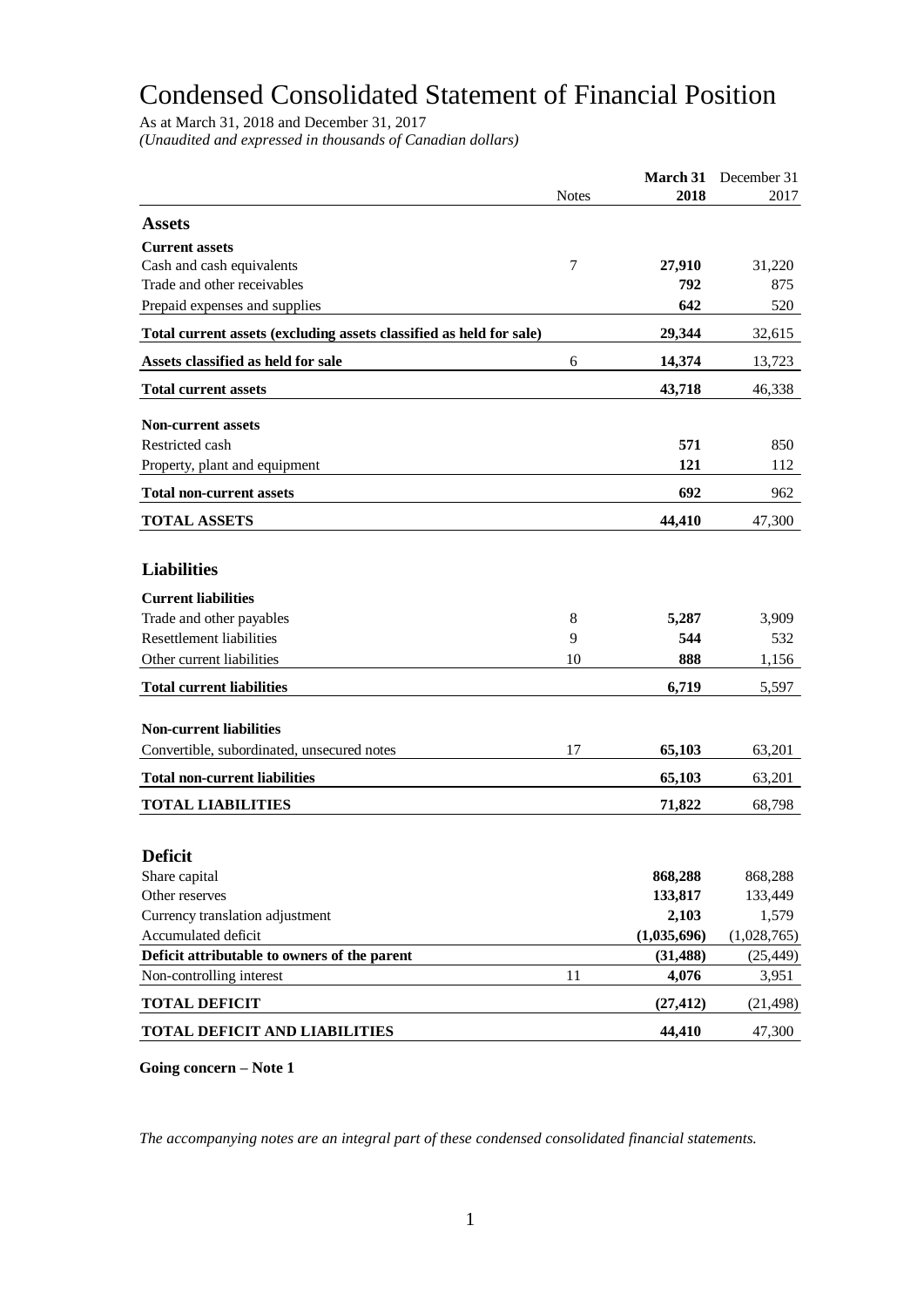# Condensed Consolidated Statement of Financial Position

As at March 31, 2018 and December 31, 2017

*(Unaudited and expressed in thousands of Canadian dollars)*

| | Notes | March 31 2018 | December 31 2017 |
|---|---|---|---|
| **Assets** | | | |
| **Current assets** | | | |
| Cash and cash equivalents | 7 | **27,910** | 31,220 |
| Trade and other receivables | | **792** | 875 |
| Prepaid expenses and supplies | | **642** | 520 |
| **Total current assets (excluding assets classified as held for sale)** | | **29,344** | 32,615 |
| **Assets classified as held for sale** | 6 | **14,374** | 13,723 |
| **Total current assets** | | **43,718** | 46,338 |
| **Non-current assets** | | | |
| Restricted cash | | **571** | 850 |
| Property, plant and equipment | | **121** | 112 |
| **Total non-current assets** | | **692** | 962 |
| **TOTAL ASSETS** | | **44,410** | 47,300 |
| **Liabilities** | | | |
| **Current liabilities** | | | |
| Trade and other payables | 8 | **5,287** | 3,909 |
| Resettlement liabilities | 9 | **544** | 532 |
| Other current liabilities | 10 | **888** | 1,156 |
| **Total current liabilities** | | **6,719** | 5,597 |
| **Non-current liabilities** | | | |
| Convertible, subordinated, unsecured notes | 17 | **65,103** | 63,201 |
| **Total non-current liabilities** | | **65,103** | 63,201 |
| **TOTAL LIABILITIES** | | **71,822** | 68,798 |
| **Deficit** | | | |
| Share capital | | **868,288** | 868,288 |
| Other reserves | | **133,817** | 133,449 |
| Currency translation adjustment | | **2,103** | 1,579 |
| Accumulated deficit | | **(1,035,696)** | (1,028,765) |
| **Deficit attributable to owners of the parent** | | **(31,488)** | (25,449) |
| Non-controlling interest | 11 | **4,076** | 3,951 |
| **TOTAL DEFICIT** | | **(27,412)** | (21,498) |
| **TOTAL DEFICIT AND LIABILITIES** | | **44,410** | 47,300 |

**Going concern – Note 1**

*The accompanying notes are an integral part of these condensed consolidated financial statements.*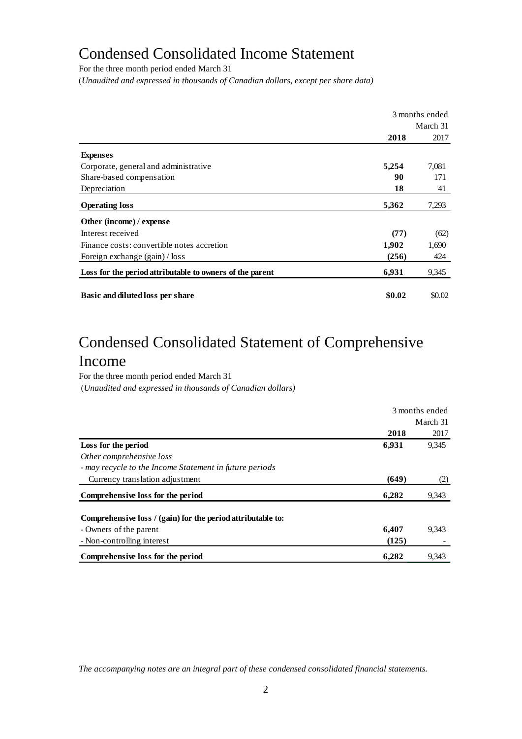# Condensed Consolidated Income Statement

For the three month period ended March 31

(*Unaudited and expressed in thousands of Canadian dollars, except per share data)*

| | 3 months ended March 31 | |
|---|---|---|
| | **2018** | 2017 |
| **Expenses** | | |
| Corporate, general and administrative | **5,254** | 7,081 |
| Share-based compensation | **90** | 171 |
| Depreciation | **18** | 41 |
| **Operating loss** | **5,362** | 7,293 |
| **Other (income) / expense** | | |
| Interest received | **(77)** | (62) |
| Finance costs: convertible notes accretion | **1,902** | 1,690 |
| Foreign exchange (gain) / loss | **(256)** | 424 |
| **Loss for the period attributable to owners of the parent** | **6,931** | 9,345 |
| **Basic and diluted loss per share** | **\$0.02** | \$0.02 |

# Condensed Consolidated Statement of Comprehensive Income

For the three month period ended March 31

(*Unaudited and expressed in thousands of Canadian dollars)*

| | 3 months ended March 31 | |
|---|---|---|
| | **2018** | 2017 |
| **Loss for the period** | **6,931** | 9,345 |
| *Other comprehensive loss* | | |
| *- may recycle to the Income Statement in future periods* | | |
| Currency translation adjustment | **(649)** | (2) |
| **Comprehensive loss for the period** | **6,282** | 9,343 |
| **Comprehensive loss / (gain) for the period attributable to:** | | |
| - Owners of the parent | **6,407** | 9,343 |
| - Non-controlling interest | **(125)** | - |
| **Comprehensive loss for the period** | **6,282** | 9,343 |

*The accompanying notes are an integral part of these condensed consolidated financial statements.*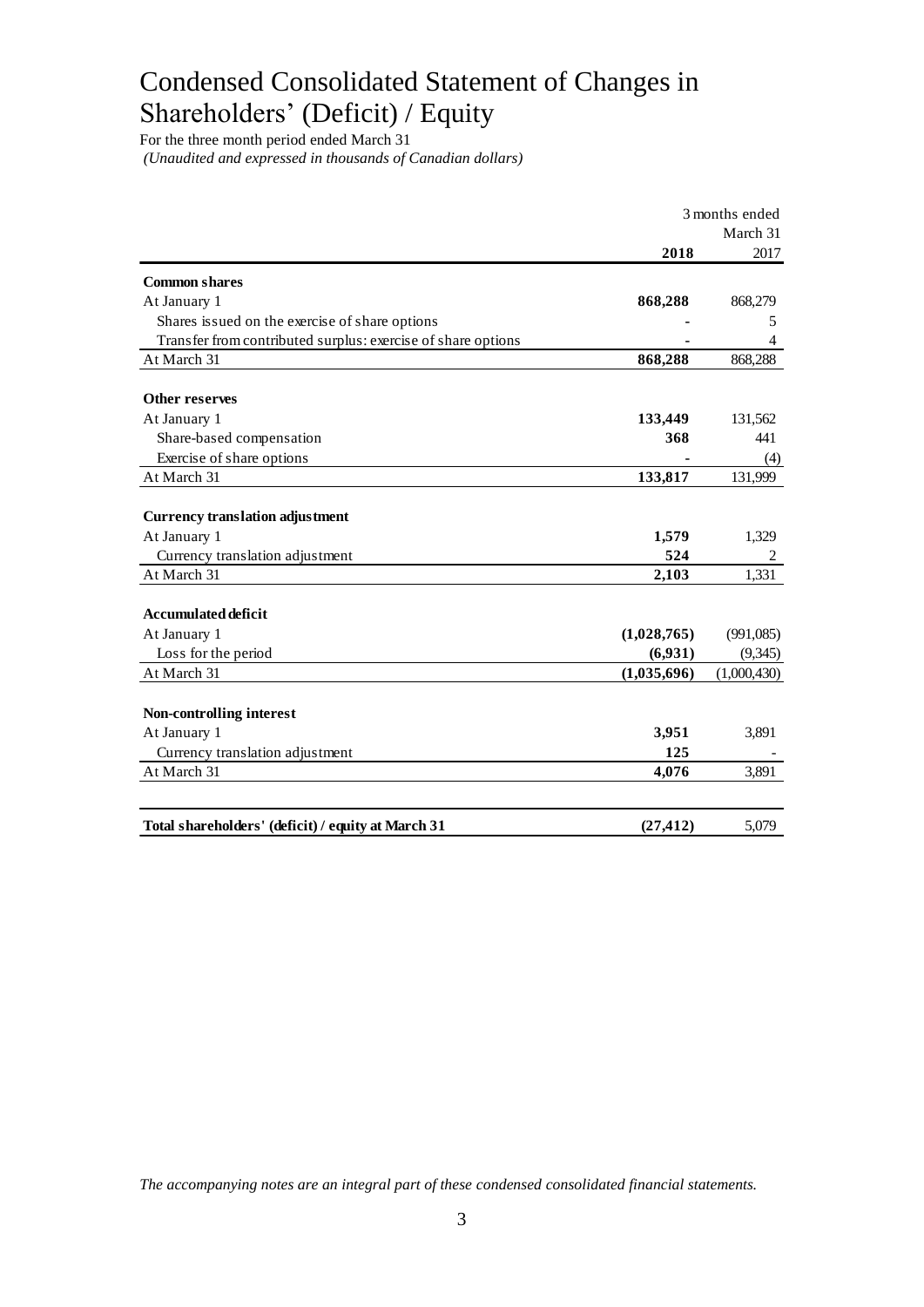# Condensed Consolidated Statement of Changes in Shareholders' (Deficit) / Equity

For the three month period ended March 31

*(Unaudited and expressed in thousands of Canadian dollars)*

| | 3 months ended March 31 | |
|---|---|---|
| | **2018** | 2017 |
| **Common shares** | | |
| At January 1 | **868,288** | 868,279 |
| Shares issued on the exercise of share options | **-** | 5 |
| Transfer from contributed surplus: exercise of share options | **-** | 4 |
| At March 31 | **868,288** | 868,288 |
| **Other reserves** | | |
| At January 1 | **133,449** | 131,562 |
| Share-based compensation | **368** | 441 |
| Exercise of share options | **-** | (4) |
| At March 31 | **133,817** | 131,999 |
| **Currency translation adjustment** | | |
| At January 1 | **1,579** | 1,329 |
| Currency translation adjustment | **524** | 2 |
| At March 31 | **2,103** | 1,331 |
| **Accumulated deficit** | | |
| At January 1 | **(1,028,765)** | (991,085) |
| Loss for the period | **(6,931)** | (9,345) |
| At March 31 | **(1,035,696)** | (1,000,430) |
| **Non-controlling interest** | | |
| At January 1 | **3,951** | 3,891 |
| Currency translation adjustment | **125** | - |
| At March 31 | **4,076** | 3,891 |
| **Total shareholders' (deficit) / equity at March 31** | **(27,412)** | 5,079 |

*The accompanying notes are an integral part of these condensed consolidated financial statements.*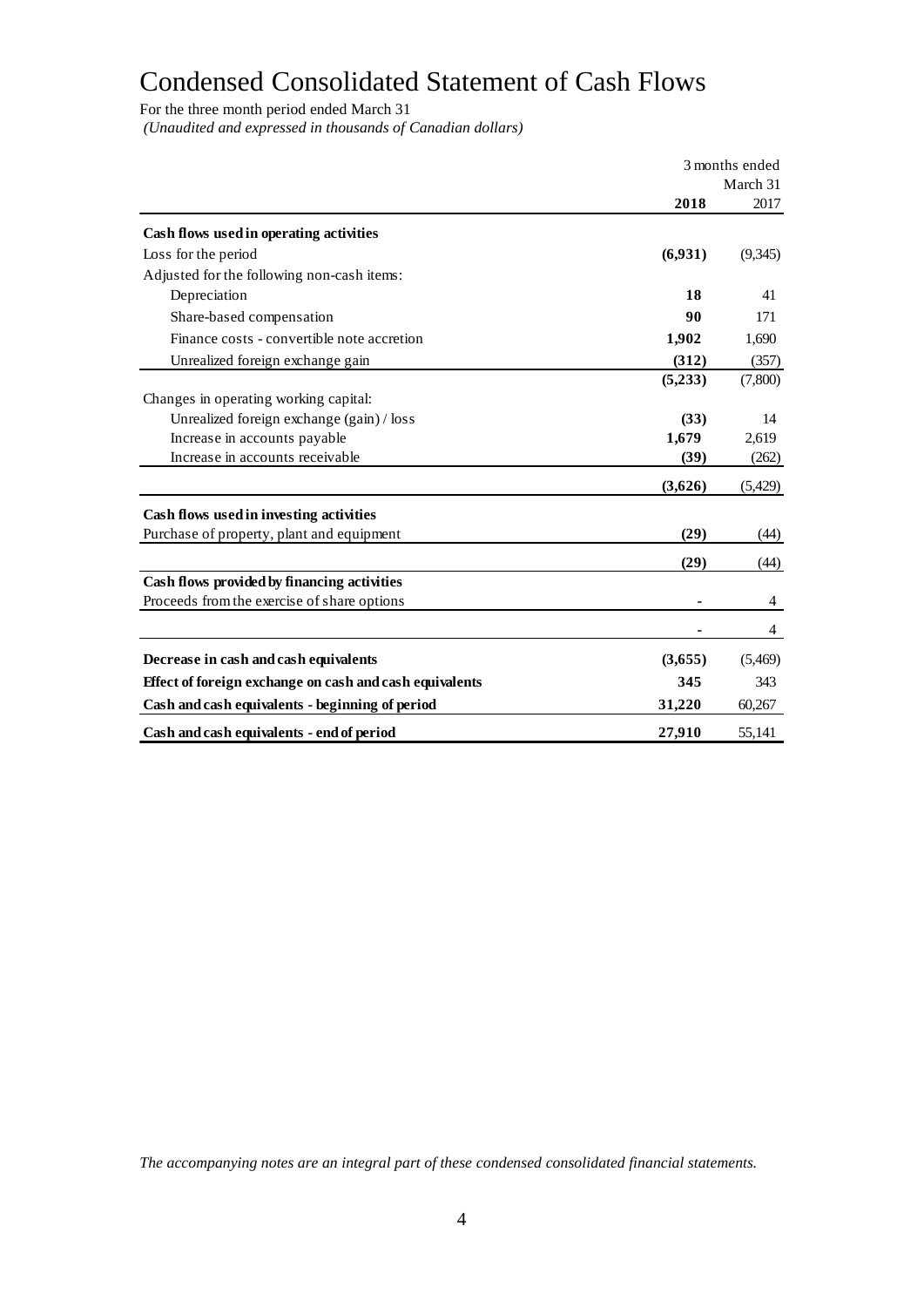# Condensed Consolidated Statement of Cash Flows

For the three month period ended March 31

*(Unaudited and expressed in thousands of Canadian dollars)*

| | 3 months ended March 31 | |
|---|---|---|
| | **2018** | 2017 |
| **Cash flows used in operating activities** | | |
| Loss for the period | **(6,931)** | (9,345) |
| Adjusted for the following non-cash items: | | |
| Depreciation | **18** | 41 |
| Share-based compensation | **90** | 171 |
| Finance costs - convertible note accretion | **1,902** | 1,690 |
| Unrealized foreign exchange gain | **(312)** | (357) |
| | **(5,233)** | (7,800) |
| Changes in operating working capital: | | |
| Unrealized foreign exchange (gain) / loss | **(33)** | 14 |
| Increase in accounts payable | **1,679** | 2,619 |
| Increase in accounts receivable | **(39)** | (262) |
| | **(3,626)** | (5,429) |
| **Cash flows used in investing activities** | | |
| Purchase of property, plant and equipment | **(29)** | (44) |
| | **(29)** | (44) |
| **Cash flows provided by financing activities** | | |
| Proceeds from the exercise of share options | **-** | 4 |
| | **-** | 4 |
| **Decrease in cash and cash equivalents** | **(3,655)** | (5,469) |
| **Effect of foreign exchange on cash and cash equivalents** | **345** | 343 |
| **Cash and cash equivalents - beginning of period** | **31,220** | 60,267 |
| **Cash and cash equivalents - end of period** | **27,910** | 55,141 |

*The accompanying notes are an integral part of these condensed consolidated financial statements.*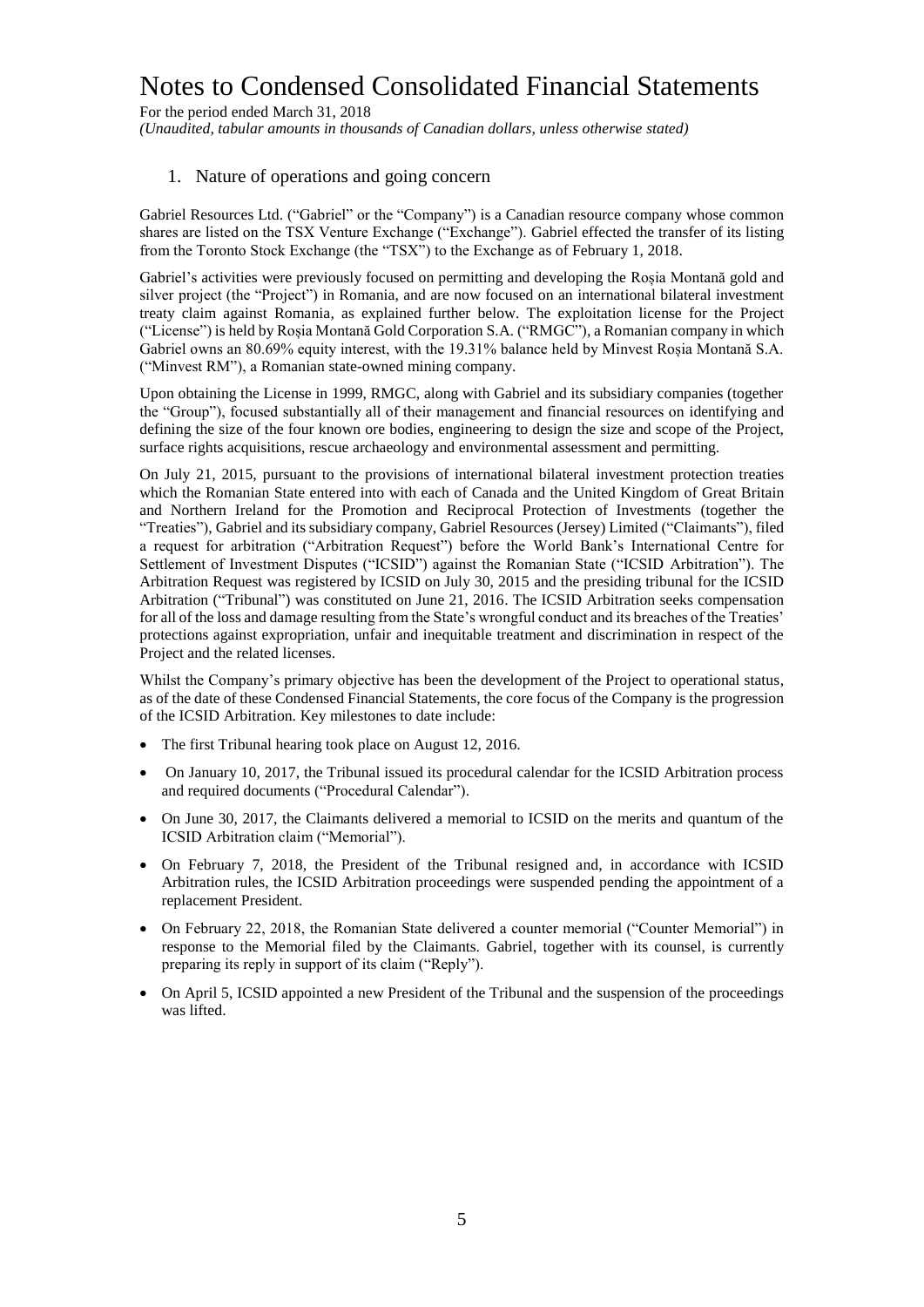# Notes to Condensed Consolidated Financial Statements

For the period ended March 31, 2018

*(Unaudited, tabular amounts in thousands of Canadian dollars, unless otherwise stated)*

## 1. Nature of operations and going concern

Gabriel Resources Ltd. ("Gabriel" or the "Company") is a Canadian resource company whose common shares are listed on the TSX Venture Exchange ("Exchange"). Gabriel effected the transfer of its listing from the Toronto Stock Exchange (the "TSX") to the Exchange as of February 1, 2018.

Gabriel's activities were previously focused on permitting and developing the Roșia Montană gold and silver project (the "Project") in Romania, and are now focused on an international bilateral investment treaty claim against Romania, as explained further below. The exploitation license for the Project ("License") is held by Roșia Montană Gold Corporation S.A. ("RMGC"), a Romanian company in which Gabriel owns an 80.69% equity interest, with the 19.31% balance held by Minvest Roșia Montană S.A. ("Minvest RM"), a Romanian state-owned mining company.

Upon obtaining the License in 1999, RMGC, along with Gabriel and its subsidiary companies (together the "Group"), focused substantially all of their management and financial resources on identifying and defining the size of the four known ore bodies, engineering to design the size and scope of the Project, surface rights acquisitions, rescue archaeology and environmental assessment and permitting.

On July 21, 2015, pursuant to the provisions of international bilateral investment protection treaties which the Romanian State entered into with each of Canada and the United Kingdom of Great Britain and Northern Ireland for the Promotion and Reciprocal Protection of Investments (together the "Treaties"), Gabriel and its subsidiary company, Gabriel Resources (Jersey) Limited ("Claimants"), filed a request for arbitration ("Arbitration Request") before the World Bank's International Centre for Settlement of Investment Disputes ("ICSID") against the Romanian State ("ICSID Arbitration"). The Arbitration Request was registered by ICSID on July 30, 2015 and the presiding tribunal for the ICSID Arbitration ("Tribunal") was constituted on June 21, 2016. The ICSID Arbitration seeks compensation for all of the loss and damage resulting from the State's wrongful conduct and its breaches of the Treaties' protections against expropriation, unfair and inequitable treatment and discrimination in respect of the Project and the related licenses.

Whilst the Company's primary objective has been the development of the Project to operational status, as of the date of these Condensed Financial Statements, the core focus of the Company is the progression of the ICSID Arbitration. Key milestones to date include:

- The first Tribunal hearing took place on August 12, 2016.
- On January 10, 2017, the Tribunal issued its procedural calendar for the ICSID Arbitration process and required documents ("Procedural Calendar").
- On June 30, 2017, the Claimants delivered a memorial to ICSID on the merits and quantum of the ICSID Arbitration claim ("Memorial").
- On February 7, 2018, the President of the Tribunal resigned and, in accordance with ICSID Arbitration rules, the ICSID Arbitration proceedings were suspended pending the appointment of a replacement President.
- On February 22, 2018, the Romanian State delivered a counter memorial ("Counter Memorial") in response to the Memorial filed by the Claimants. Gabriel, together with its counsel, is currently preparing its reply in support of its claim ("Reply").
- On April 5, ICSID appointed a new President of the Tribunal and the suspension of the proceedings was lifted.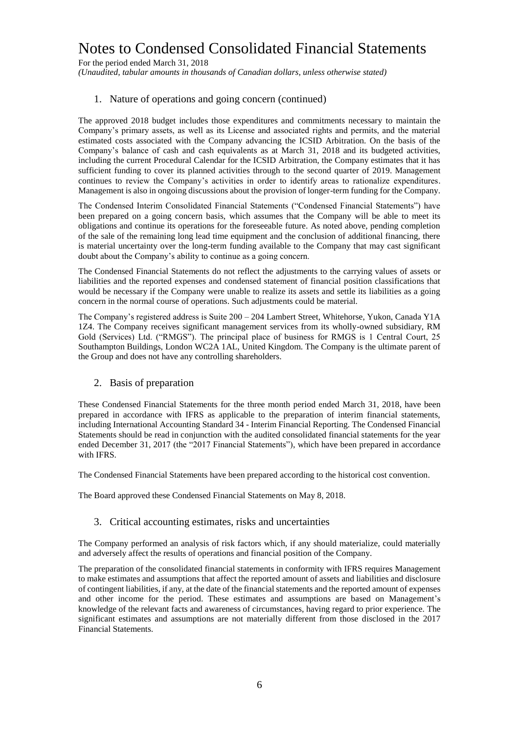# Notes to Condensed Consolidated Financial Statements

For the period ended March 31, 2018

*(Unaudited, tabular amounts in thousands of Canadian dollars, unless otherwise stated)*

## 1. Nature of operations and going concern (continued)

The approved 2018 budget includes those expenditures and commitments necessary to maintain the Company's primary assets, as well as its License and associated rights and permits, and the material estimated costs associated with the Company advancing the ICSID Arbitration. On the basis of the Company's balance of cash and cash equivalents as at March 31, 2018 and its budgeted activities, including the current Procedural Calendar for the ICSID Arbitration, the Company estimates that it has sufficient funding to cover its planned activities through to the second quarter of 2019. Management continues to review the Company's activities in order to identify areas to rationalize expenditures. Management is also in ongoing discussions about the provision of longer-term funding for the Company.

The Condensed Interim Consolidated Financial Statements ("Condensed Financial Statements") have been prepared on a going concern basis, which assumes that the Company will be able to meet its obligations and continue its operations for the foreseeable future. As noted above, pending completion of the sale of the remaining long lead time equipment and the conclusion of additional financing, there is material uncertainty over the long-term funding available to the Company that may cast significant doubt about the Company's ability to continue as a going concern.

The Condensed Financial Statements do not reflect the adjustments to the carrying values of assets or liabilities and the reported expenses and condensed statement of financial position classifications that would be necessary if the Company were unable to realize its assets and settle its liabilities as a going concern in the normal course of operations. Such adjustments could be material.

The Company's registered address is Suite 200 – 204 Lambert Street, Whitehorse, Yukon, Canada Y1A 1Z4. The Company receives significant management services from its wholly-owned subsidiary, RM Gold (Services) Ltd. ("RMGS"). The principal place of business for RMGS is 1 Central Court, 25 Southampton Buildings, London WC2A 1AL, United Kingdom. The Company is the ultimate parent of the Group and does not have any controlling shareholders.

## 2. Basis of preparation

These Condensed Financial Statements for the three month period ended March 31, 2018, have been prepared in accordance with IFRS as applicable to the preparation of interim financial statements, including International Accounting Standard 34 - Interim Financial Reporting. The Condensed Financial Statements should be read in conjunction with the audited consolidated financial statements for the year ended December 31, 2017 (the "2017 Financial Statements"), which have been prepared in accordance with IFRS.

The Condensed Financial Statements have been prepared according to the historical cost convention.

The Board approved these Condensed Financial Statements on May 8, 2018.

## 3. Critical accounting estimates, risks and uncertainties

The Company performed an analysis of risk factors which, if any should materialize, could materially and adversely affect the results of operations and financial position of the Company.

The preparation of the consolidated financial statements in conformity with IFRS requires Management to make estimates and assumptions that affect the reported amount of assets and liabilities and disclosure of contingent liabilities, if any, at the date of the financial statements and the reported amount of expenses and other income for the period. These estimates and assumptions are based on Management's knowledge of the relevant facts and awareness of circumstances, having regard to prior experience. The significant estimates and assumptions are not materially different from those disclosed in the 2017 Financial Statements.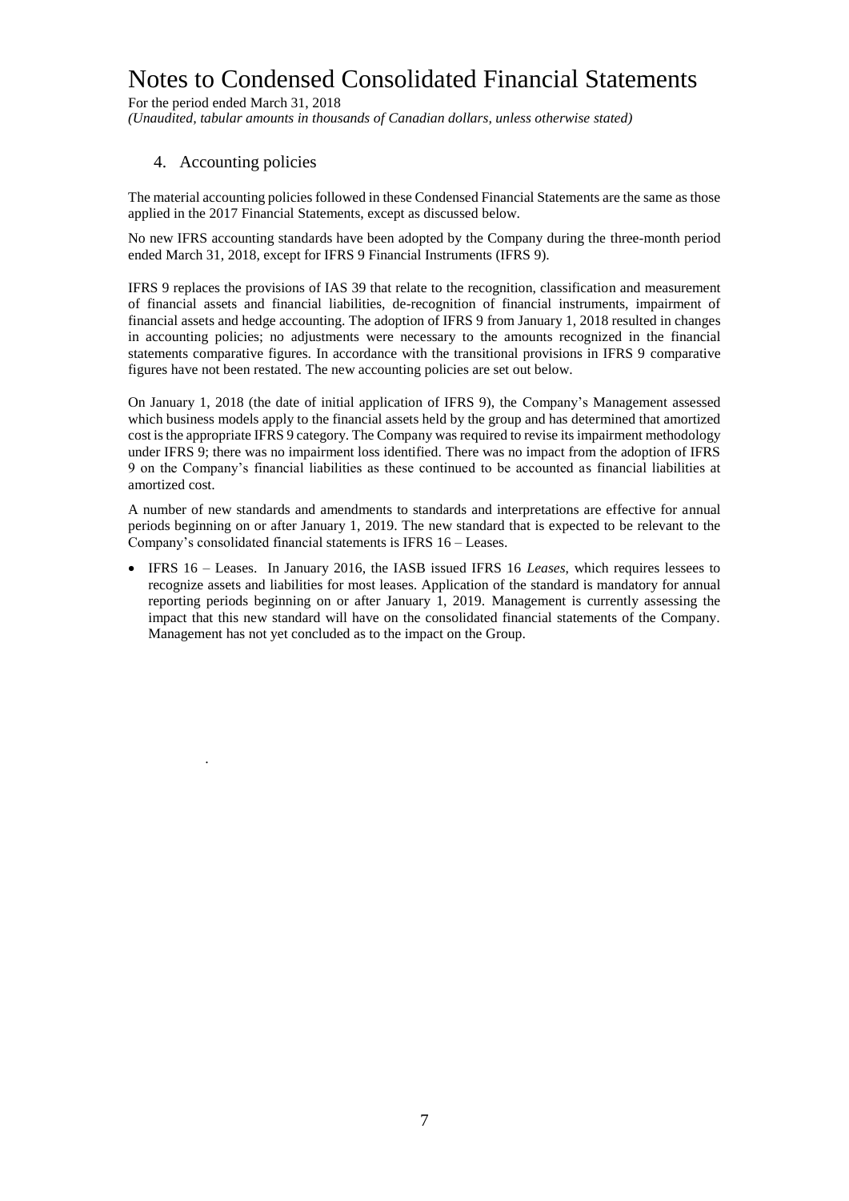# Notes to Condensed Consolidated Financial Statements

For the period ended March 31, 2018

*(Unaudited, tabular amounts in thousands of Canadian dollars, unless otherwise stated)*

## 4. Accounting policies

The material accounting policies followed in these Condensed Financial Statements are the same as those applied in the 2017 Financial Statements, except as discussed below.

No new IFRS accounting standards have been adopted by the Company during the three-month period ended March 31, 2018, except for IFRS 9 Financial Instruments (IFRS 9).

IFRS 9 replaces the provisions of IAS 39 that relate to the recognition, classification and measurement of financial assets and financial liabilities, de-recognition of financial instruments, impairment of financial assets and hedge accounting. The adoption of IFRS 9 from January 1, 2018 resulted in changes in accounting policies; no adjustments were necessary to the amounts recognized in the financial statements comparative figures. In accordance with the transitional provisions in IFRS 9 comparative figures have not been restated. The new accounting policies are set out below.

On January 1, 2018 (the date of initial application of IFRS 9), the Company's Management assessed which business models apply to the financial assets held by the group and has determined that amortized cost is the appropriate IFRS 9 category. The Company was required to revise its impairment methodology under IFRS 9; there was no impairment loss identified. There was no impact from the adoption of IFRS 9 on the Company's financial liabilities as these continued to be accounted as financial liabilities at amortized cost.

A number of new standards and amendments to standards and interpretations are effective for annual periods beginning on or after January 1, 2019. The new standard that is expected to be relevant to the Company's consolidated financial statements is IFRS 16 – Leases.

- IFRS 16 – Leases. In January 2016, the IASB issued IFRS 16 *Leases*, which requires lessees to recognize assets and liabilities for most leases. Application of the standard is mandatory for annual reporting periods beginning on or after January 1, 2019. Management is currently assessing the impact that this new standard will have on the consolidated financial statements of the Company. Management has not yet concluded as to the impact on the Group.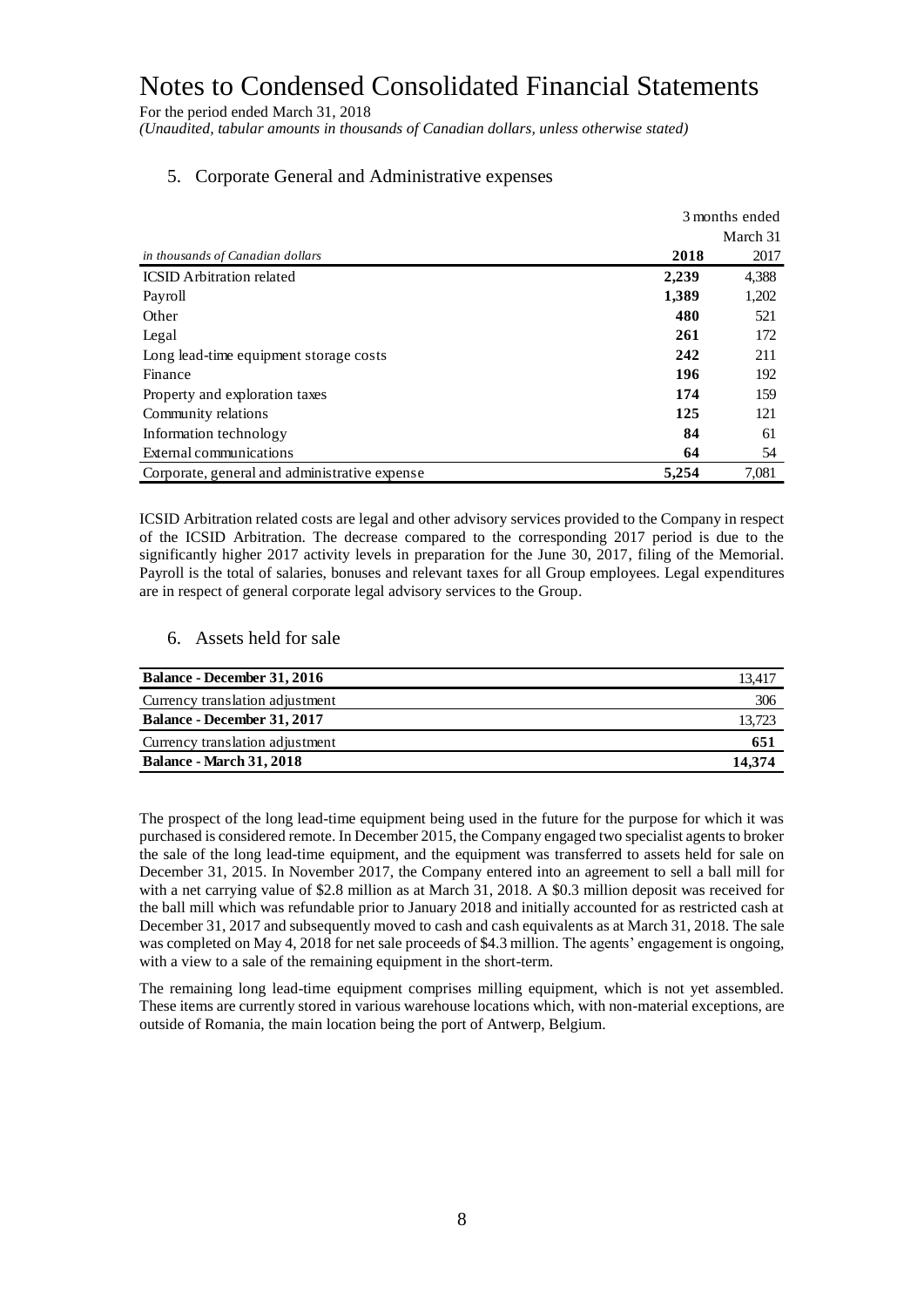# Notes to Condensed Consolidated Financial Statements

For the period ended March 31, 2018

*(Unaudited, tabular amounts in thousands of Canadian dollars, unless otherwise stated)*

## 5. Corporate General and Administrative expenses

| | 3 months ended March 31 | |
|---|---|---|
| *in thousands of Canadian dollars* | **2018** | 2017 |
| ICSID Arbitration related | **2,239** | 4,388 |
| Payroll | **1,389** | 1,202 |
| Other | **480** | 521 |
| Legal | **261** | 172 |
| Long lead-time equipment storage costs | **242** | 211 |
| Finance | **196** | 192 |
| Property and exploration taxes | **174** | 159 |
| Community relations | **125** | 121 |
| Information technology | **84** | 61 |
| External communications | **64** | 54 |
| Corporate, general and administrative expense | **5,254** | 7,081 |

ICSID Arbitration related costs are legal and other advisory services provided to the Company in respect of the ICSID Arbitration. The decrease compared to the corresponding 2017 period is due to the significantly higher 2017 activity levels in preparation for the June 30, 2017, filing of the Memorial. Payroll is the total of salaries, bonuses and relevant taxes for all Group employees. Legal expenditures are in respect of general corporate legal advisory services to the Group.

## 6. Assets held for sale

| | |
|---|---|
| **Balance - December 31, 2016** | 13,417 |
| Currency translation adjustment | 306 |
| **Balance - December 31, 2017** | 13,723 |
| Currency translation adjustment | **651** |
| **Balance - March 31, 2018** | **14,374** |

The prospect of the long lead-time equipment being used in the future for the purpose for which it was purchased is considered remote. In December 2015, the Company engaged two specialist agents to broker the sale of the long lead-time equipment, and the equipment was transferred to assets held for sale on December 31, 2015. In November 2017, the Company entered into an agreement to sell a ball mill for with a net carrying value of $2.8 million as at March 31, 2018. A $0.3 million deposit was received for the ball mill which was refundable prior to January 2018 and initially accounted for as restricted cash at December 31, 2017 and subsequently moved to cash and cash equivalents as at March 31, 2018. The sale was completed on May 4, 2018 for net sale proceeds of $4.3 million. The agents' engagement is ongoing, with a view to a sale of the remaining equipment in the short-term.

The remaining long lead-time equipment comprises milling equipment, which is not yet assembled. These items are currently stored in various warehouse locations which, with non-material exceptions, are outside of Romania, the main location being the port of Antwerp, Belgium.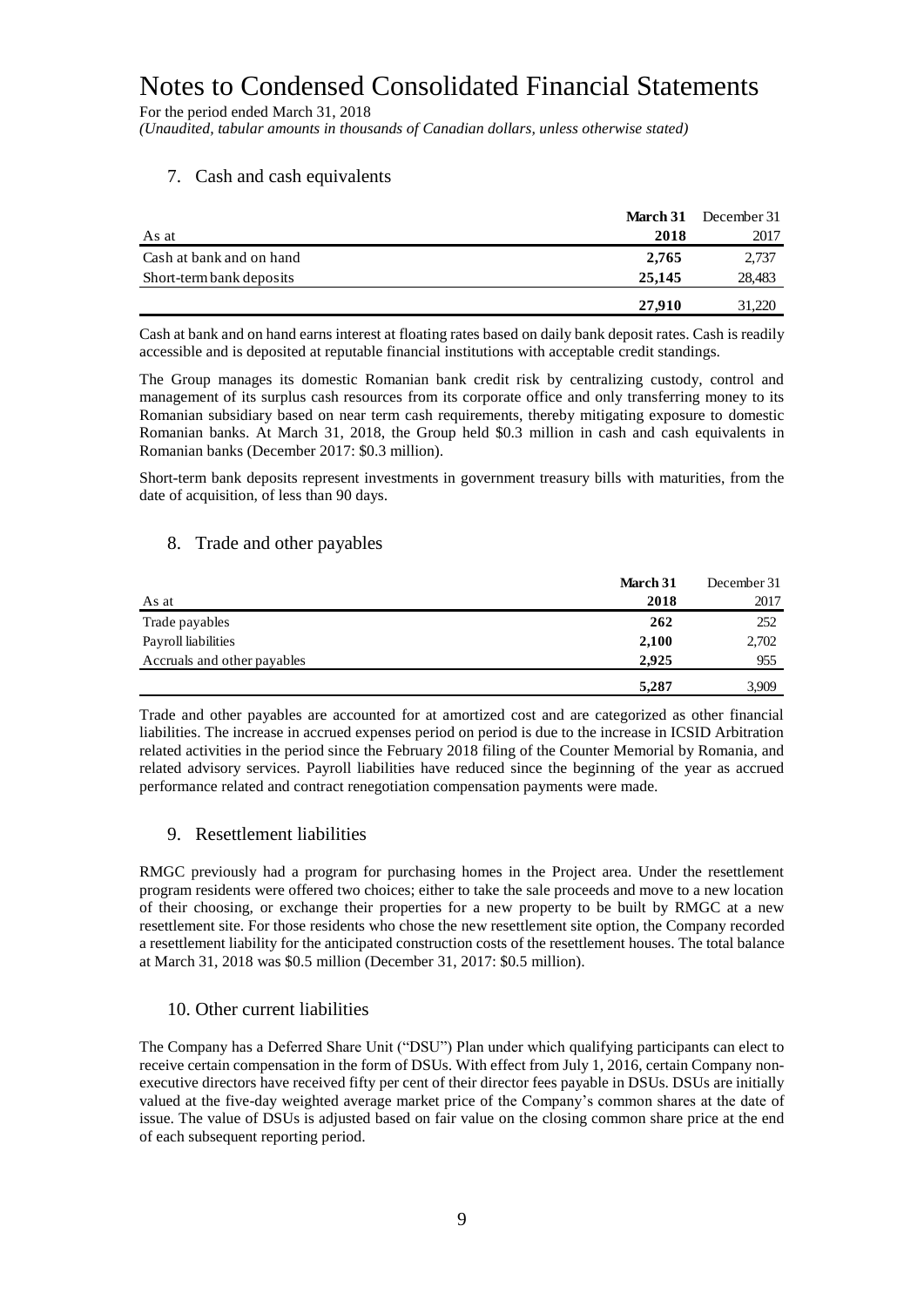# Notes to Condensed Consolidated Financial Statements

For the period ended March 31, 2018

*(Unaudited, tabular amounts in thousands of Canadian dollars, unless otherwise stated)*

## 7. Cash and cash equivalents

| As at | **March 31 2018** | December 31 2017 |
|---|---|---|
| Cash at bank and on hand | **2,765** | 2,737 |
| Short-term bank deposits | **25,145** | 28,483 |
| | **27,910** | 31,220 |

Cash at bank and on hand earns interest at floating rates based on daily bank deposit rates. Cash is readily accessible and is deposited at reputable financial institutions with acceptable credit standings.

The Group manages its domestic Romanian bank credit risk by centralizing custody, control and management of its surplus cash resources from its corporate office and only transferring money to its Romanian subsidiary based on near term cash requirements, thereby mitigating exposure to domestic Romanian banks. At March 31, 2018, the Group held \$0.3 million in cash and cash equivalents in Romanian banks (December 2017: \$0.3 million).

Short-term bank deposits represent investments in government treasury bills with maturities, from the date of acquisition, of less than 90 days.

## 8. Trade and other payables

| As at | **March 31 2018** | December 31 2017 |
|---|---|---|
| Trade payables | **262** | 252 |
| Payroll liabilities | **2,100** | 2,702 |
| Accruals and other payables | **2,925** | 955 |
| | **5,287** | 3,909 |

Trade and other payables are accounted for at amortized cost and are categorized as other financial liabilities. The increase in accrued expenses period on period is due to the increase in ICSID Arbitration related activities in the period since the February 2018 filing of the Counter Memorial by Romania, and related advisory services. Payroll liabilities have reduced since the beginning of the year as accrued performance related and contract renegotiation compensation payments were made.

## 9. Resettlement liabilities

RMGC previously had a program for purchasing homes in the Project area. Under the resettlement program residents were offered two choices; either to take the sale proceeds and move to a new location of their choosing, or exchange their properties for a new property to be built by RMGC at a new resettlement site. For those residents who chose the new resettlement site option, the Company recorded a resettlement liability for the anticipated construction costs of the resettlement houses. The total balance at March 31, 2018 was \$0.5 million (December 31, 2017: \$0.5 million).

## 10. Other current liabilities

The Company has a Deferred Share Unit ("DSU") Plan under which qualifying participants can elect to receive certain compensation in the form of DSUs. With effect from July 1, 2016, certain Company non-executive directors have received fifty per cent of their director fees payable in DSUs. DSUs are initially valued at the five-day weighted average market price of the Company's common shares at the date of issue. The value of DSUs is adjusted based on fair value on the closing common share price at the end of each subsequent reporting period.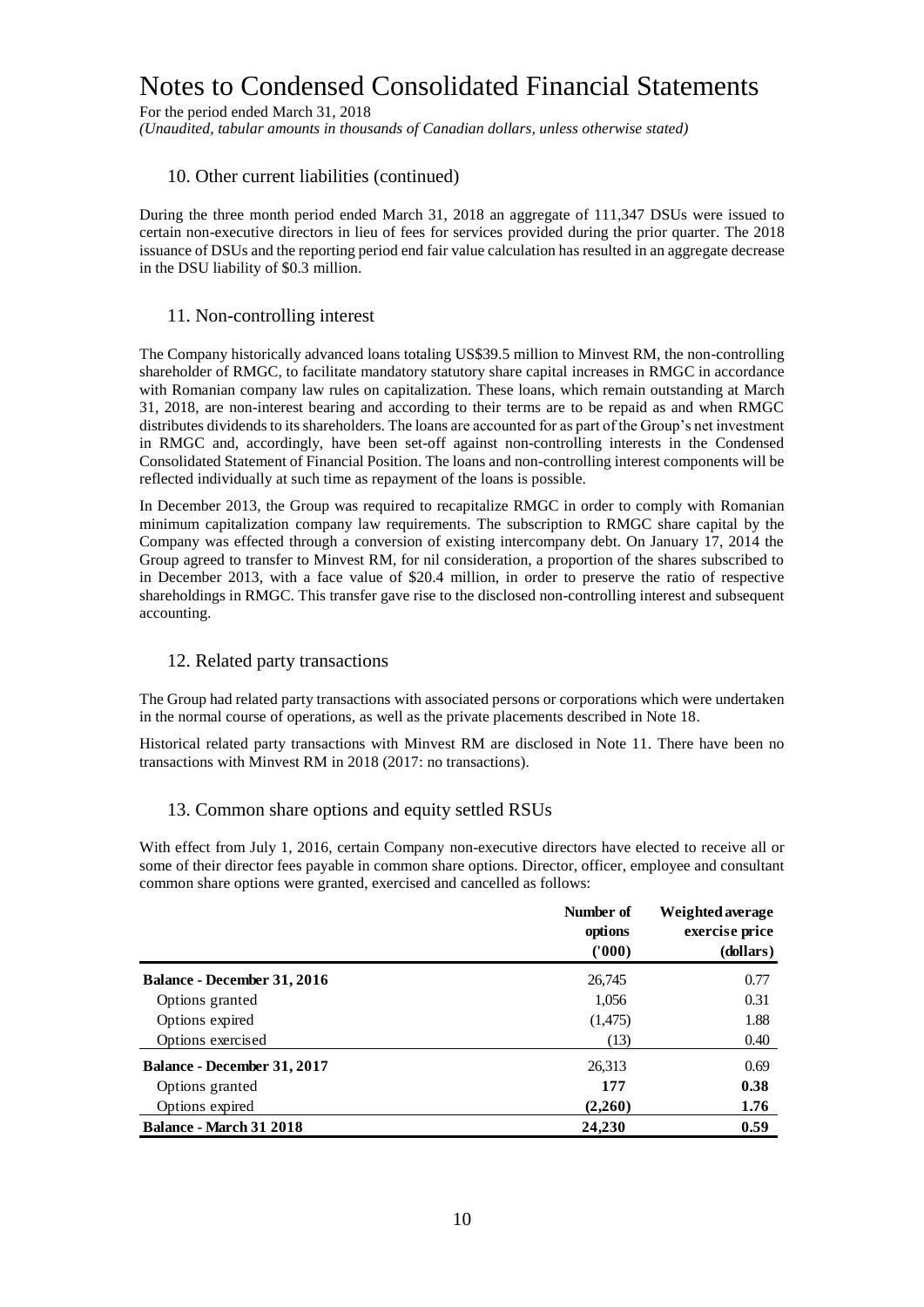# Notes to Condensed Consolidated Financial Statements

For the period ended March 31, 2018

*(Unaudited, tabular amounts in thousands of Canadian dollars, unless otherwise stated)*

## 10. Other current liabilities (continued)

During the three month period ended March 31, 2018 an aggregate of 111,347 DSUs were issued to certain non-executive directors in lieu of fees for services provided during the prior quarter. The 2018 issuance of DSUs and the reporting period end fair value calculation has resulted in an aggregate decrease in the DSU liability of \$0.3 million.

## 11. Non-controlling interest

The Company historically advanced loans totaling US\$39.5 million to Minvest RM, the non-controlling shareholder of RMGC, to facilitate mandatory statutory share capital increases in RMGC in accordance with Romanian company law rules on capitalization. These loans, which remain outstanding at March 31, 2018, are non-interest bearing and according to their terms are to be repaid as and when RMGC distributes dividends to its shareholders. The loans are accounted for as part of the Group's net investment in RMGC and, accordingly, have been set-off against non-controlling interests in the Condensed Consolidated Statement of Financial Position. The loans and non-controlling interest components will be reflected individually at such time as repayment of the loans is possible.

In December 2013, the Group was required to recapitalize RMGC in order to comply with Romanian minimum capitalization company law requirements. The subscription to RMGC share capital by the Company was effected through a conversion of existing intercompany debt. On January 17, 2014 the Group agreed to transfer to Minvest RM, for nil consideration, a proportion of the shares subscribed to in December 2013, with a face value of \$20.4 million, in order to preserve the ratio of respective shareholdings in RMGC. This transfer gave rise to the disclosed non-controlling interest and subsequent accounting.

## 12. Related party transactions

The Group had related party transactions with associated persons or corporations which were undertaken in the normal course of operations, as well as the private placements described in Note 18.

Historical related party transactions with Minvest RM are disclosed in Note 11. There have been no transactions with Minvest RM in 2018 (2017: no transactions).

## 13. Common share options and equity settled RSUs

With effect from July 1, 2016, certain Company non-executive directors have elected to receive all or some of their director fees payable in common share options. Director, officer, employee and consultant common share options were granted, exercised and cancelled as follows:

| | Number of options ('000) | Weighted average exercise price (dollars) |
|---|---|---|
| **Balance - December 31, 2016** | 26,745 | 0.77 |
| Options granted | 1,056 | 0.31 |
| Options expired | (1,475) | 1.88 |
| Options exercised | (13) | 0.40 |
| **Balance - December 31, 2017** | 26,313 | 0.69 |
| Options granted | **177** | **0.38** |
| Options expired | **(2,260)** | **1.76** |
| **Balance - March 31 2018** | **24,230** | **0.59** |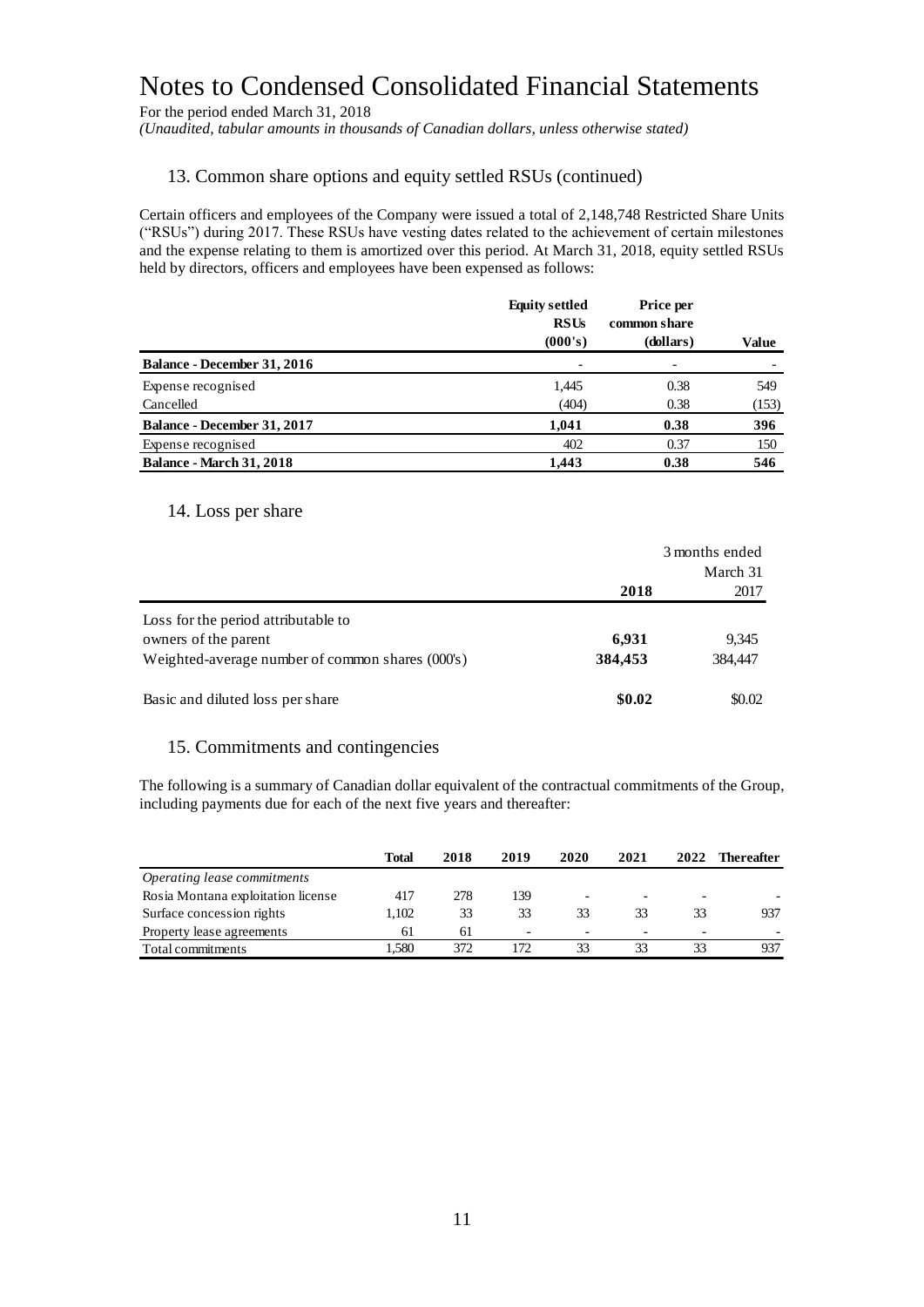# Notes to Condensed Consolidated Financial Statements

For the period ended March 31, 2018

*(Unaudited, tabular amounts in thousands of Canadian dollars, unless otherwise stated)*

## 13. Common share options and equity settled RSUs (continued)

Certain officers and employees of the Company were issued a total of 2,148,748 Restricted Share Units ("RSUs") during 2017. These RSUs have vesting dates related to the achievement of certain milestones and the expense relating to them is amortized over this period. At March 31, 2018, equity settled RSUs held by directors, officers and employees have been expensed as follows:

| | Equity settled RSUs (000's) | Price per common share (dollars) | Value |
|---|---|---|---|
| **Balance - December 31, 2016** | - | - | - |
| Expense recognised | 1,445 | 0.38 | 549 |
| Cancelled | (404) | 0.38 | (153) |
| **Balance - December 31, 2017** | **1,041** | **0.38** | **396** |
| Expense recognised | 402 | 0.37 | 150 |
| **Balance - March 31, 2018** | **1,443** | **0.38** | **546** |

## 14. Loss per share

| | 3 months ended March 31 | |
|---|---|---|
| | **2018** | 2017 |
| Loss for the period attributable to owners of the parent | **6,931** | 9,345 |
| Weighted-average number of common shares (000's) | **384,453** | 384,447 |
| Basic and diluted loss per share | **\$0.02** | \$0.02 |

## 15. Commitments and contingencies

The following is a summary of Canadian dollar equivalent of the contractual commitments of the Group, including payments due for each of the next five years and thereafter:

| | Total | 2018 | 2019 | 2020 | 2021 | 2022 | Thereafter |
|---|---|---|---|---|---|---|---|
| *Operating lease commitments* | | | | | | | |
| Rosia Montana exploitation license | 417 | 278 | 139 | - | - | - | - |
| Surface concession rights | 1,102 | 33 | 33 | 33 | 33 | 33 | 937 |
| Property lease agreements | 61 | 61 | - | - | - | - | - |
| Total commitments | 1,580 | 372 | 172 | 33 | 33 | 33 | 937 |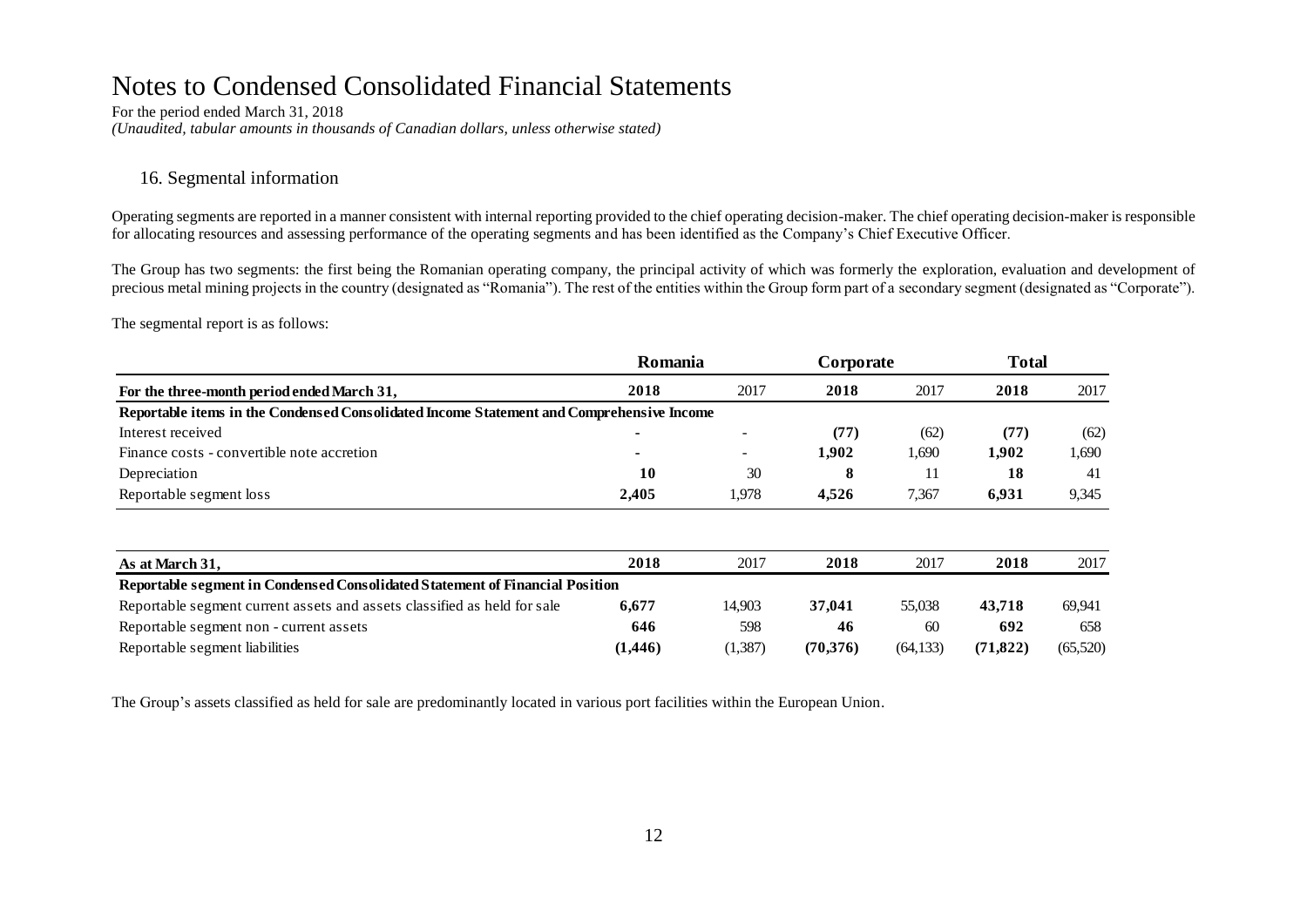# Notes to Condensed Consolidated Financial Statements

For the period ended March 31, 2018

*(Unaudited, tabular amounts in thousands of Canadian dollars, unless otherwise stated)*

## 16. Segmental information

Operating segments are reported in a manner consistent with internal reporting provided to the chief operating decision-maker. The chief operating decision-maker is responsible for allocating resources and assessing performance of the operating segments and has been identified as the Company's Chief Executive Officer.

The Group has two segments: the first being the Romanian operating company, the principal activity of which was formerly the exploration, evaluation and development of precious metal mining projects in the country (designated as "Romania"). The rest of the entities within the Group form part of a secondary segment (designated as "Corporate").

The segmental report is as follows:

| | **Romania** | | **Corporate** | | **Total** | |
|---|---|---|---|---|---|---|
| **For the three-month period ended March 31,** | **2018** | 2017 | **2018** | 2017 | **2018** | 2017 |
| **Reportable items in the Condensed Consolidated Income Statement and Comprehensive Income** | | | | | | |
| Interest received | **-** | - | **(77)** | (62) | **(77)** | (62) |
| Finance costs - convertible note accretion | **-** | - | **1,902** | 1,690 | **1,902** | 1,690 |
| Depreciation | **10** | 30 | **8** | 11 | **18** | 41 |
| Reportable segment loss | **2,405** | 1,978 | **4,526** | 7,367 | **6,931** | 9,345 |

| **As at March 31,** | **2018** | 2017 | **2018** | 2017 | **2018** | 2017 |
|---|---|---|---|---|---|---|
| **Reportable segment in Condensed Consolidated Statement of Financial Position** | | | | | | |
| Reportable segment current assets and assets classified as held for sale | **6,677** | 14,903 | **37,041** | 55,038 | **43,718** | 69,941 |
| Reportable segment non - current assets | **646** | 598 | **46** | 60 | **692** | 658 |
| Reportable segment liabilities | **(1,446)** | (1,387) | **(70,376)** | (64,133) | **(71,822)** | (65,520) |

The Group's assets classified as held for sale are predominantly located in various port facilities within the European Union.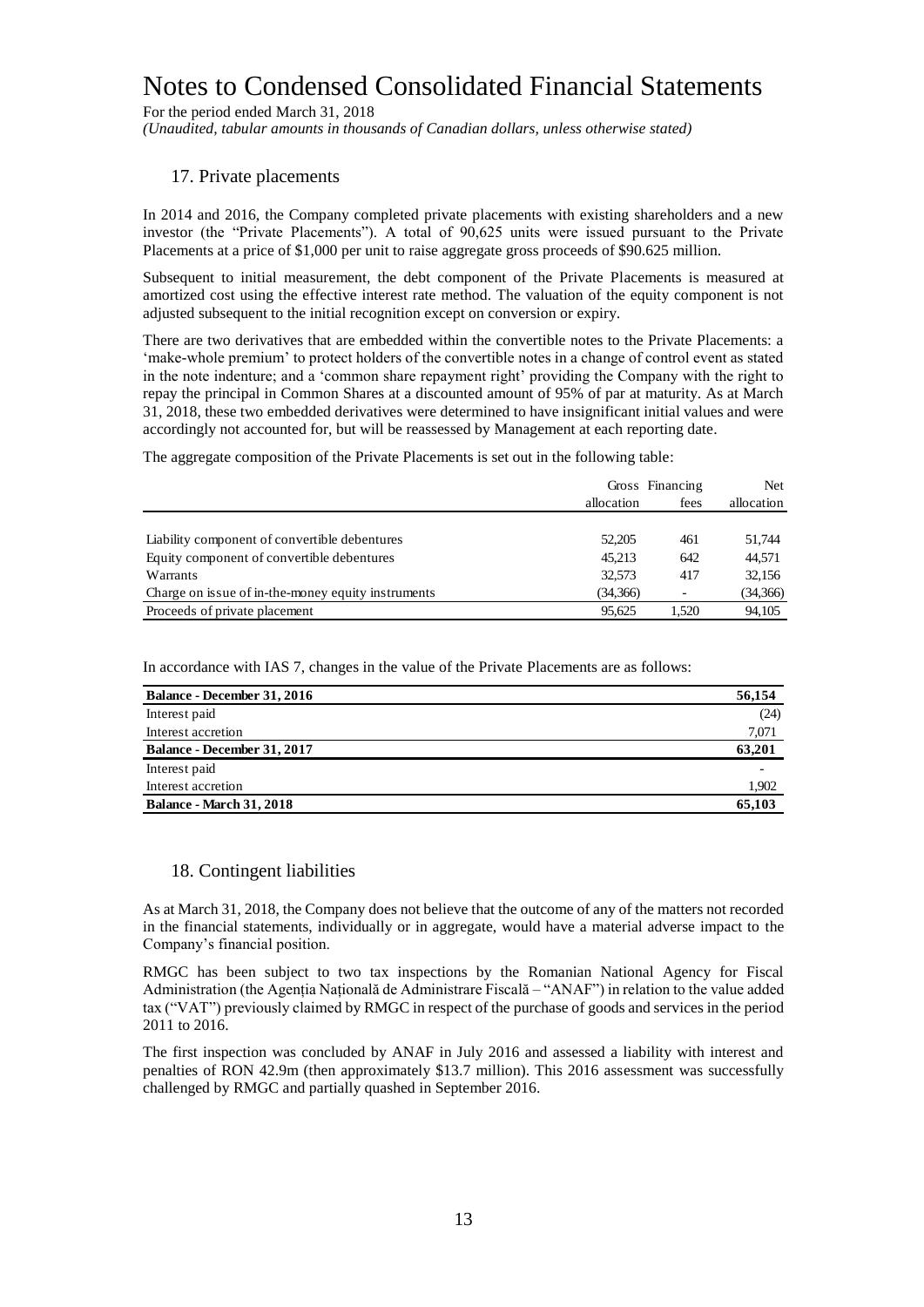# Notes to Condensed Consolidated Financial Statements

For the period ended March 31, 2018

*(Unaudited, tabular amounts in thousands of Canadian dollars, unless otherwise stated)*

## 17. Private placements

In 2014 and 2016, the Company completed private placements with existing shareholders and a new investor (the "Private Placements"). A total of 90,625 units were issued pursuant to the Private Placements at a price of $1,000 per unit to raise aggregate gross proceeds of $90.625 million.

Subsequent to initial measurement, the debt component of the Private Placements is measured at amortized cost using the effective interest rate method. The valuation of the equity component is not adjusted subsequent to the initial recognition except on conversion or expiry.

There are two derivatives that are embedded within the convertible notes to the Private Placements: a 'make-whole premium' to protect holders of the convertible notes in a change of control event as stated in the note indenture; and a 'common share repayment right' providing the Company with the right to repay the principal in Common Shares at a discounted amount of 95% of par at maturity. As at March 31, 2018, these two embedded derivatives were determined to have insignificant initial values and were accordingly not accounted for, but will be reassessed by Management at each reporting date.

The aggregate composition of the Private Placements is set out in the following table:

| | Gross allocation | Financing fees | Net allocation |
|---|---|---|---|
| Liability component of convertible debentures | 52,205 | 461 | 51,744 |
| Equity component of convertible debentures | 45,213 | 642 | 44,571 |
| Warrants | 32,573 | 417 | 32,156 |
| Charge on issue of in-the-money equity instruments | (34,366) | - | (34,366) |
| Proceeds of private placement | 95,625 | 1,520 | 94,105 |

In accordance with IAS 7, changes in the value of the Private Placements are as follows:

| | |
|---|---|
| **Balance - December 31, 2016** | **56,154** |
| Interest paid | (24) |
| Interest accretion | 7,071 |
| **Balance - December 31, 2017** | **63,201** |
| Interest paid | - |
| Interest accretion | 1,902 |
| **Balance - March 31, 2018** | **65,103** |

## 18. Contingent liabilities

As at March 31, 2018, the Company does not believe that the outcome of any of the matters not recorded in the financial statements, individually or in aggregate, would have a material adverse impact to the Company's financial position.

RMGC has been subject to two tax inspections by the Romanian National Agency for Fiscal Administration (the Agenția Națională de Administrare Fiscală – "ANAF") in relation to the value added tax ("VAT") previously claimed by RMGC in respect of the purchase of goods and services in the period 2011 to 2016.

The first inspection was concluded by ANAF in July 2016 and assessed a liability with interest and penalties of RON 42.9m (then approximately $13.7 million). This 2016 assessment was successfully challenged by RMGC and partially quashed in September 2016.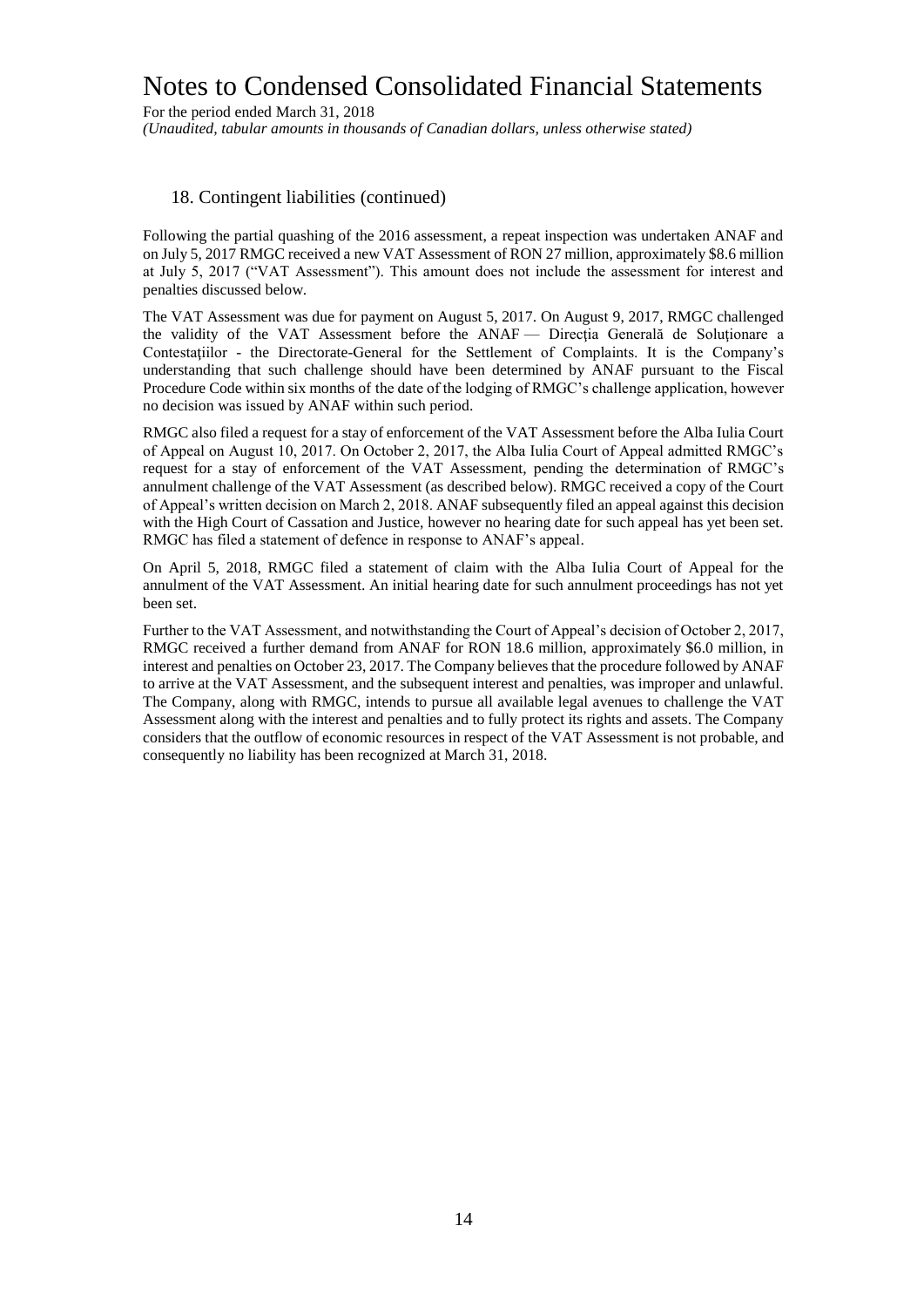# Notes to Condensed Consolidated Financial Statements

For the period ended March 31, 2018

*(Unaudited, tabular amounts in thousands of Canadian dollars, unless otherwise stated)*

## 18. Contingent liabilities (continued)

Following the partial quashing of the 2016 assessment, a repeat inspection was undertaken ANAF and on July 5, 2017 RMGC received a new VAT Assessment of RON 27 million, approximately $8.6 million at July 5, 2017 ("VAT Assessment"). This amount does not include the assessment for interest and penalties discussed below.

The VAT Assessment was due for payment on August 5, 2017. On August 9, 2017, RMGC challenged the validity of the VAT Assessment before the ANAF — Direcţia Generală de Soluţionare a Contestaţiilor - the Directorate-General for the Settlement of Complaints. It is the Company's understanding that such challenge should have been determined by ANAF pursuant to the Fiscal Procedure Code within six months of the date of the lodging of RMGC's challenge application, however no decision was issued by ANAF within such period.

RMGC also filed a request for a stay of enforcement of the VAT Assessment before the Alba Iulia Court of Appeal on August 10, 2017. On October 2, 2017, the Alba Iulia Court of Appeal admitted RMGC's request for a stay of enforcement of the VAT Assessment, pending the determination of RMGC's annulment challenge of the VAT Assessment (as described below). RMGC received a copy of the Court of Appeal's written decision on March 2, 2018. ANAF subsequently filed an appeal against this decision with the High Court of Cassation and Justice, however no hearing date for such appeal has yet been set. RMGC has filed a statement of defence in response to ANAF's appeal.

On April 5, 2018, RMGC filed a statement of claim with the Alba Iulia Court of Appeal for the annulment of the VAT Assessment. An initial hearing date for such annulment proceedings has not yet been set.

Further to the VAT Assessment, and notwithstanding the Court of Appeal's decision of October 2, 2017, RMGC received a further demand from ANAF for RON 18.6 million, approximately $6.0 million, in interest and penalties on October 23, 2017. The Company believes that the procedure followed by ANAF to arrive at the VAT Assessment, and the subsequent interest and penalties, was improper and unlawful. The Company, along with RMGC, intends to pursue all available legal avenues to challenge the VAT Assessment along with the interest and penalties and to fully protect its rights and assets. The Company considers that the outflow of economic resources in respect of the VAT Assessment is not probable, and consequently no liability has been recognized at March 31, 2018.